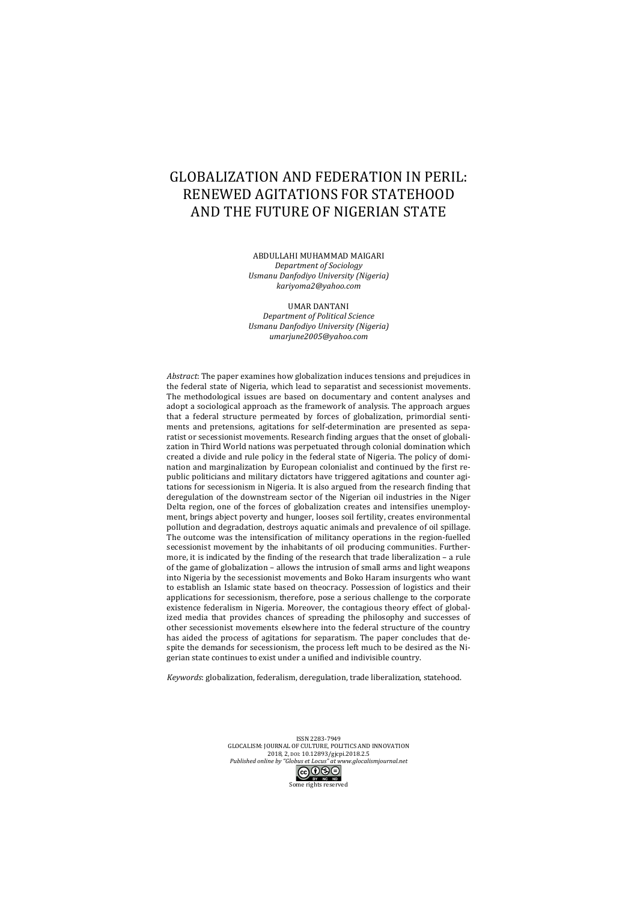# GLOBALIZATION AND FEDERATION IN PERIL: RENEWED AGITATIONS FOR STATEHOOD AND THE FUTURE OF NIGERIAN STATE

ABDULLAHI MUHAMMAD MAIGARI
*Department of Sociology*
*Usmanu Danfodiyo University (Nigeria)*
*kariyoma2@yahoo.com*

UMAR DANTANI
*Department of Political Science*
*Usmanu Danfodiyo University (Nigeria)*
*umarjune2005@yahoo.com*

*Abstract*: The paper examines how globalization induces tensions and prejudices in the federal state of Nigeria, which lead to separatist and secessionist movements. The methodological issues are based on documentary and content analyses and adopt a sociological approach as the framework of analysis. The approach argues that a federal structure permeated by forces of globalization, primordial sentiments and pretensions, agitations for self-determination are presented as separatist or secessionist movements. Research finding argues that the onset of globalization in Third World nations was perpetuated through colonial domination which created a divide and rule policy in the federal state of Nigeria. The policy of domination and marginalization by European colonialist and continued by the first republic politicians and military dictators have triggered agitations and counter agitations for secessionism in Nigeria. It is also argued from the research finding that deregulation of the downstream sector of the Nigerian oil industries in the Niger Delta region, one of the forces of globalization creates and intensifies unemployment, brings abject poverty and hunger, looses soil fertility, creates environmental pollution and degradation, destroys aquatic animals and prevalence of oil spillage. The outcome was the intensification of militancy operations in the region-fuelled secessionist movement by the inhabitants of oil producing communities. Furthermore, it is indicated by the finding of the research that trade liberalization – a rule of the game of globalization – allows the intrusion of small arms and light weapons into Nigeria by the secessionist movements and Boko Haram insurgents who want to establish an Islamic state based on theocracy. Possession of logistics and their applications for secessionism, therefore, pose a serious challenge to the corporate existence federalism in Nigeria. Moreover, the contagious theory effect of globalized media that provides chances of spreading the philosophy and successes of other secessionist movements elsewhere into the federal structure of the country has aided the process of agitations for separatism. The paper concludes that despite the demands for secessionism, the process left much to be desired as the Nigerian state continues to exist under a unified and indivisible country.

*Keywords*: globalization, federalism, deregulation, trade liberalization, statehood.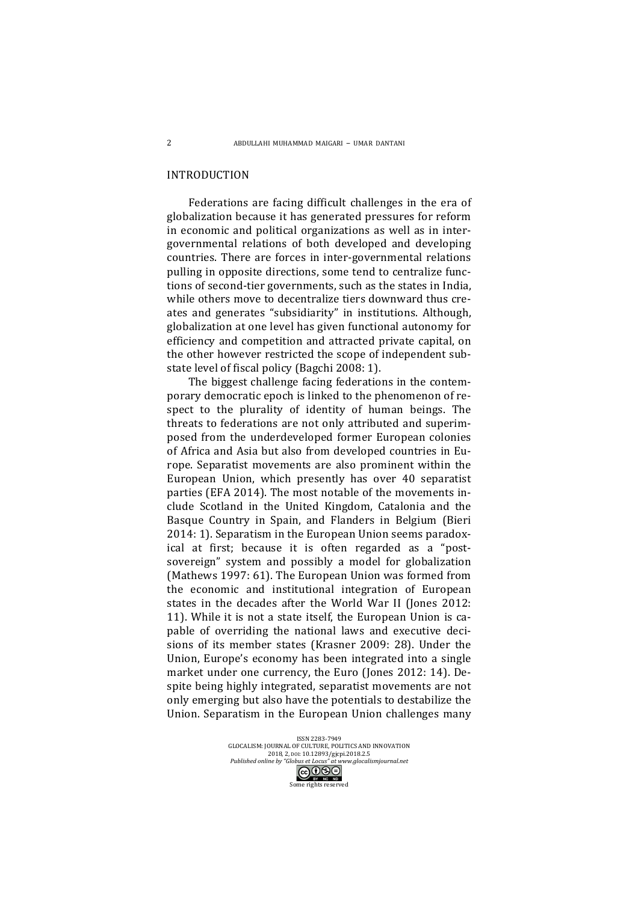## INTRODUCTION

Federations are facing difficult challenges in the era of globalization because it has generated pressures for reform in economic and political organizations as well as in inter-governmental relations of both developed and developing countries. There are forces in inter-governmental relations pulling in opposite directions, some tend to centralize functions of second-tier governments, such as the states in India, while others move to decentralize tiers downward thus creates and generates "subsidiarity" in institutions. Although, globalization at one level has given functional autonomy for efficiency and competition and attracted private capital, on the other however restricted the scope of independent sub-state level of fiscal policy (Bagchi 2008: 1).

The biggest challenge facing federations in the contemporary democratic epoch is linked to the phenomenon of respect to the plurality of identity of human beings. The threats to federations are not only attributed and superimposed from the underdeveloped former European colonies of Africa and Asia but also from developed countries in Europe. Separatist movements are also prominent within the European Union, which presently has over 40 separatist parties (EFA 2014). The most notable of the movements include Scotland in the United Kingdom, Catalonia and the Basque Country in Spain, and Flanders in Belgium (Bieri 2014: 1). Separatism in the European Union seems paradoxical at first; because it is often regarded as a "post-sovereign" system and possibly a model for globalization (Mathews 1997: 61). The European Union was formed from the economic and institutional integration of European states in the decades after the World War II (Jones 2012: 11). While it is not a state itself, the European Union is capable of overriding the national laws and executive decisions of its member states (Krasner 2009: 28). Under the Union, Europe's economy has been integrated into a single market under one currency, the Euro (Jones 2012: 14). Despite being highly integrated, separatist movements are not only emerging but also have the potentials to destabilize the Union. Separatism in the European Union challenges many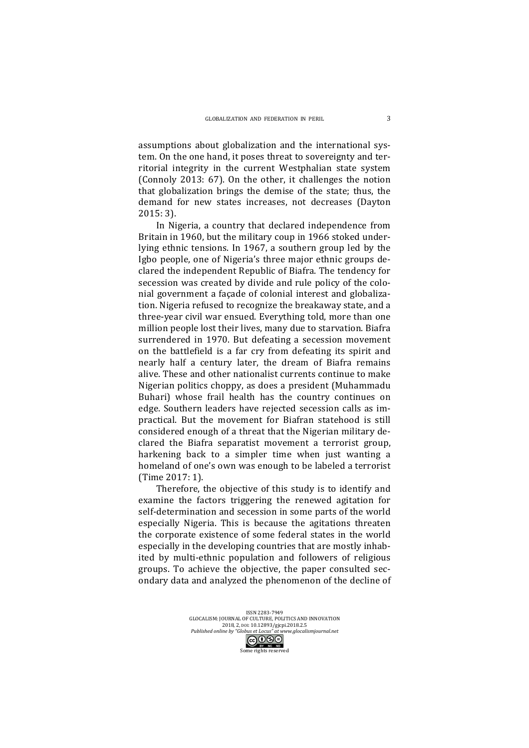assumptions about globalization and the international system. On the one hand, it poses threat to sovereignty and territorial integrity in the current Westphalian state system (Connoly 2013: 67). On the other, it challenges the notion that globalization brings the demise of the state; thus, the demand for new states increases, not decreases (Dayton 2015: 3).

In Nigeria, a country that declared independence from Britain in 1960, but the military coup in 1966 stoked underlying ethnic tensions. In 1967, a southern group led by the Igbo people, one of Nigeria's three major ethnic groups declared the independent Republic of Biafra. The tendency for secession was created by divide and rule policy of the colonial government a façade of colonial interest and globalization. Nigeria refused to recognize the breakaway state, and a three-year civil war ensued. Everything told, more than one million people lost their lives, many due to starvation. Biafra surrendered in 1970. But defeating a secession movement on the battlefield is a far cry from defeating its spirit and nearly half a century later, the dream of Biafra remains alive. These and other nationalist currents continue to make Nigerian politics choppy, as does a president (Muhammadu Buhari) whose frail health has the country continues on edge. Southern leaders have rejected secession calls as impractical. But the movement for Biafran statehood is still considered enough of a threat that the Nigerian military declared the Biafra separatist movement a terrorist group, harkening back to a simpler time when just wanting a homeland of one's own was enough to be labeled a terrorist (Time 2017: 1).

Therefore, the objective of this study is to identify and examine the factors triggering the renewed agitation for self-determination and secession in some parts of the world especially Nigeria. This is because the agitations threaten the corporate existence of some federal states in the world especially in the developing countries that are mostly inhabited by multi-ethnic population and followers of religious groups. To achieve the objective, the paper consulted secondary data and analyzed the phenomenon of the decline of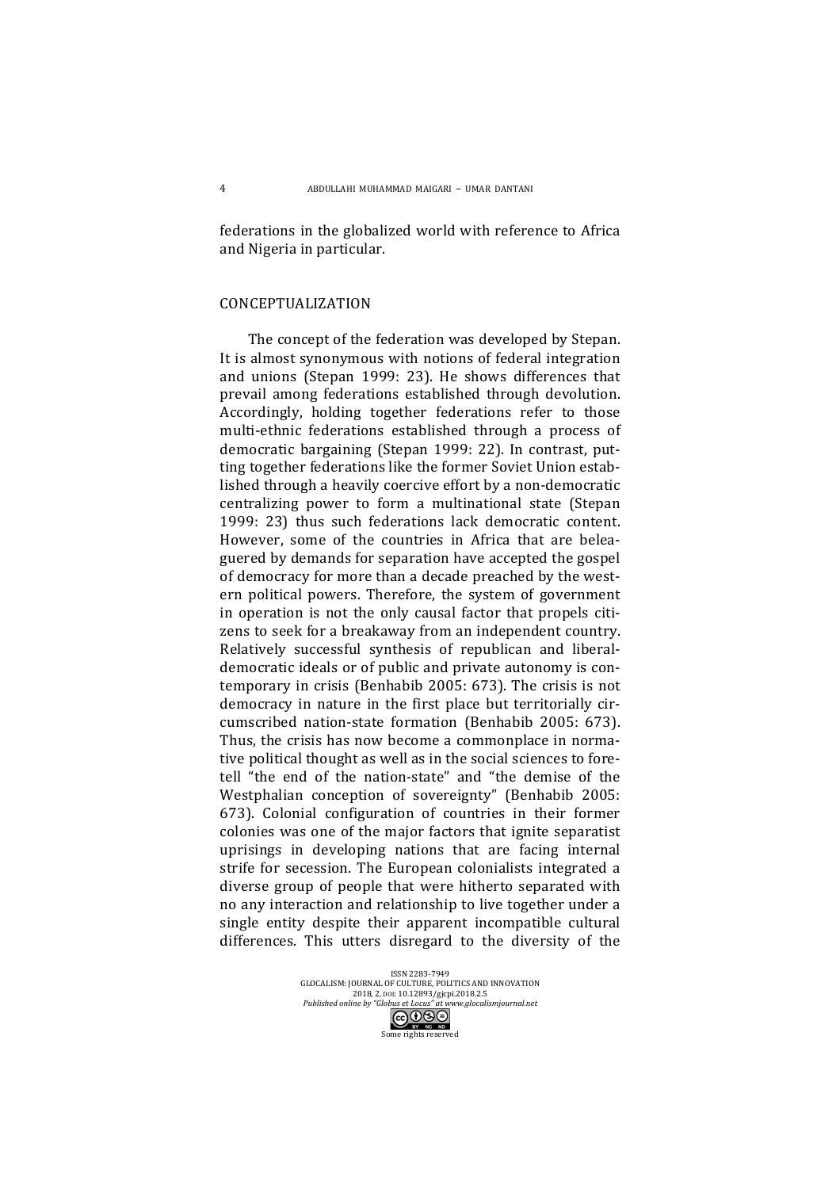federations in the globalized world with reference to Africa and Nigeria in particular.

## CONCEPTUALIZATION

The concept of the federation was developed by Stepan. It is almost synonymous with notions of federal integration and unions (Stepan 1999: 23). He shows differences that prevail among federations established through devolution. Accordingly, holding together federations refer to those multi-ethnic federations established through a process of democratic bargaining (Stepan 1999: 22). In contrast, putting together federations like the former Soviet Union established through a heavily coercive effort by a non-democratic centralizing power to form a multinational state (Stepan 1999: 23) thus such federations lack democratic content. However, some of the countries in Africa that are beleaguered by demands for separation have accepted the gospel of democracy for more than a decade preached by the western political powers. Therefore, the system of government in operation is not the only causal factor that propels citizens to seek for a breakaway from an independent country. Relatively successful synthesis of republican and liberal-democratic ideals or of public and private autonomy is contemporary in crisis (Benhabib 2005: 673). The crisis is not democracy in nature in the first place but territorially circumscribed nation-state formation (Benhabib 2005: 673). Thus, the crisis has now become a commonplace in normative political thought as well as in the social sciences to foretell "the end of the nation-state" and "the demise of the Westphalian conception of sovereignty" (Benhabib 2005: 673). Colonial configuration of countries in their former colonies was one of the major factors that ignite separatist uprisings in developing nations that are facing internal strife for secession. The European colonialists integrated a diverse group of people that were hitherto separated with no any interaction and relationship to live together under a single entity despite their apparent incompatible cultural differences. This utters disregard to the diversity of the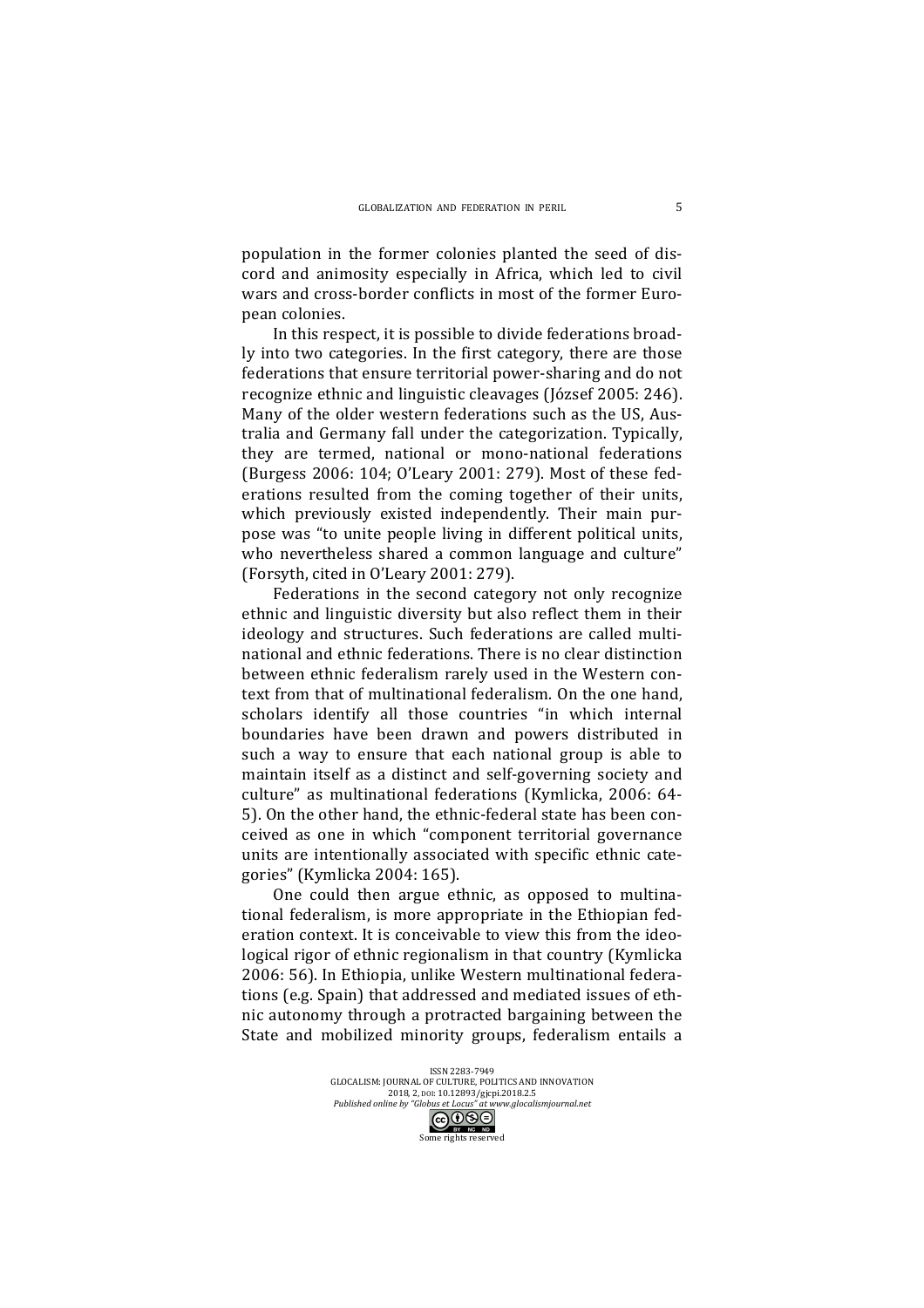population in the former colonies planted the seed of discord and animosity especially in Africa, which led to civil wars and cross-border conflicts in most of the former European colonies.

In this respect, it is possible to divide federations broadly into two categories. In the first category, there are those federations that ensure territorial power-sharing and do not recognize ethnic and linguistic cleavages (József 2005: 246). Many of the older western federations such as the US, Australia and Germany fall under the categorization. Typically, they are termed, national or mono-national federations (Burgess 2006: 104; O'Leary 2001: 279). Most of these federations resulted from the coming together of their units, which previously existed independently. Their main purpose was "to unite people living in different political units, who nevertheless shared a common language and culture" (Forsyth, cited in O'Leary 2001: 279).

Federations in the second category not only recognize ethnic and linguistic diversity but also reflect them in their ideology and structures. Such federations are called multinational and ethnic federations. There is no clear distinction between ethnic federalism rarely used in the Western context from that of multinational federalism. On the one hand, scholars identify all those countries "in which internal boundaries have been drawn and powers distributed in such a way to ensure that each national group is able to maintain itself as a distinct and self-governing society and culture" as multinational federations (Kymlicka, 2006: 64-5). On the other hand, the ethnic-federal state has been conceived as one in which "component territorial governance units are intentionally associated with specific ethnic categories" (Kymlicka 2004: 165).

One could then argue ethnic, as opposed to multinational federalism, is more appropriate in the Ethiopian federation context. It is conceivable to view this from the ideological rigor of ethnic regionalism in that country (Kymlicka 2006: 56). In Ethiopia, unlike Western multinational federations (e.g. Spain) that addressed and mediated issues of ethnic autonomy through a protracted bargaining between the State and mobilized minority groups, federalism entails a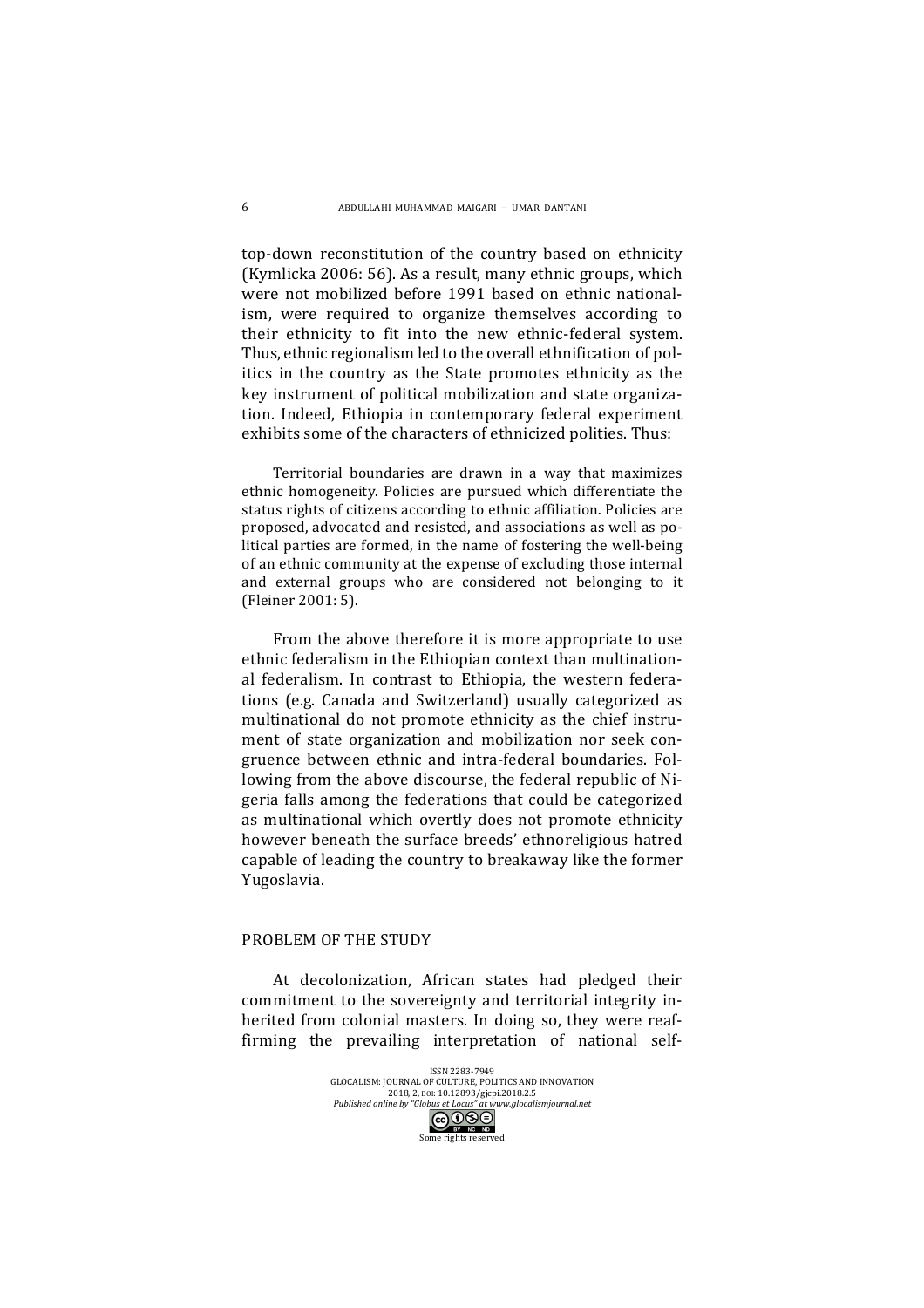top-down reconstitution of the country based on ethnicity (Kymlicka 2006: 56). As a result, many ethnic groups, which were not mobilized before 1991 based on ethnic nationalism, were required to organize themselves according to their ethnicity to fit into the new ethnic-federal system. Thus, ethnic regionalism led to the overall ethnification of politics in the country as the State promotes ethnicity as the key instrument of political mobilization and state organization. Indeed, Ethiopia in contemporary federal experiment exhibits some of the characters of ethnicized polities. Thus:

> Territorial boundaries are drawn in a way that maximizes ethnic homogeneity. Policies are pursued which differentiate the status rights of citizens according to ethnic affiliation. Policies are proposed, advocated and resisted, and associations as well as political parties are formed, in the name of fostering the well-being of an ethnic community at the expense of excluding those internal and external groups who are considered not belonging to it (Fleiner 2001: 5).

From the above therefore it is more appropriate to use ethnic federalism in the Ethiopian context than multinational federalism. In contrast to Ethiopia, the western federations (e.g. Canada and Switzerland) usually categorized as multinational do not promote ethnicity as the chief instrument of state organization and mobilization nor seek congruence between ethnic and intra-federal boundaries. Following from the above discourse, the federal republic of Nigeria falls among the federations that could be categorized as multinational which overtly does not promote ethnicity however beneath the surface breeds' ethnoreligious hatred capable of leading the country to breakaway like the former Yugoslavia.

## PROBLEM OF THE STUDY

At decolonization, African states had pledged their commitment to the sovereignty and territorial integrity inherited from colonial masters. In doing so, they were reaffirming the prevailing interpretation of national self-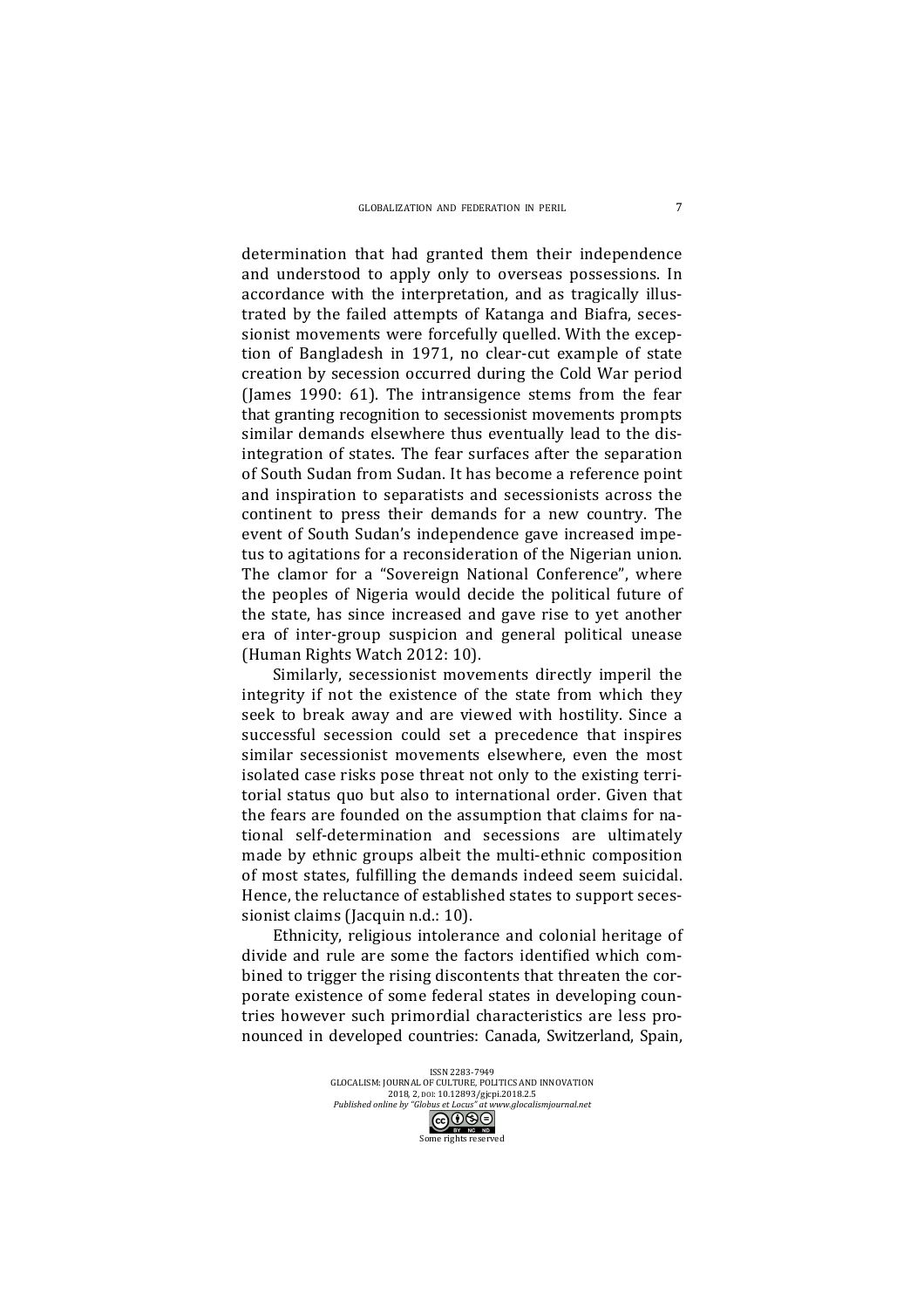determination that had granted them their independence and understood to apply only to overseas possessions. In accordance with the interpretation, and as tragically illustrated by the failed attempts of Katanga and Biafra, secessionist movements were forcefully quelled. With the exception of Bangladesh in 1971, no clear-cut example of state creation by secession occurred during the Cold War period (James 1990: 61). The intransigence stems from the fear that granting recognition to secessionist movements prompts similar demands elsewhere thus eventually lead to the disintegration of states. The fear surfaces after the separation of South Sudan from Sudan. It has become a reference point and inspiration to separatists and secessionists across the continent to press their demands for a new country. The event of South Sudan's independence gave increased impetus to agitations for a reconsideration of the Nigerian union. The clamor for a "Sovereign National Conference", where the peoples of Nigeria would decide the political future of the state, has since increased and gave rise to yet another era of inter-group suspicion and general political unease (Human Rights Watch 2012: 10).

Similarly, secessionist movements directly imperil the integrity if not the existence of the state from which they seek to break away and are viewed with hostility. Since a successful secession could set a precedence that inspires similar secessionist movements elsewhere, even the most isolated case risks pose threat not only to the existing territorial status quo but also to international order. Given that the fears are founded on the assumption that claims for national self-determination and secessions are ultimately made by ethnic groups albeit the multi-ethnic composition of most states, fulfilling the demands indeed seem suicidal. Hence, the reluctance of established states to support secessionist claims (Jacquin n.d.: 10).

Ethnicity, religious intolerance and colonial heritage of divide and rule are some the factors identified which combined to trigger the rising discontents that threaten the corporate existence of some federal states in developing countries however such primordial characteristics are less pronounced in developed countries: Canada, Switzerland, Spain,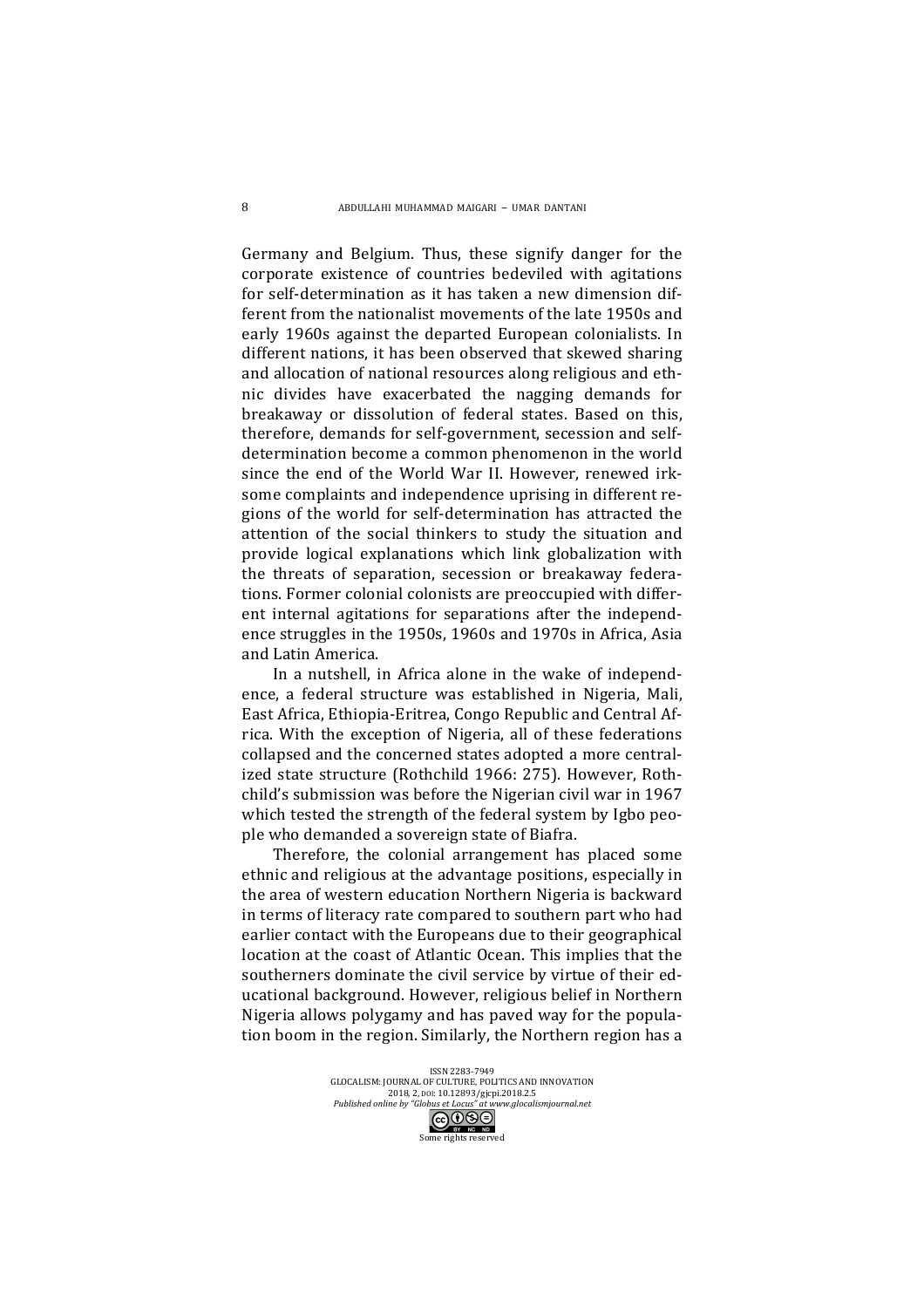Germany and Belgium. Thus, these signify danger for the corporate existence of countries bedeviled with agitations for self-determination as it has taken a new dimension different from the nationalist movements of the late 1950s and early 1960s against the departed European colonialists. In different nations, it has been observed that skewed sharing and allocation of national resources along religious and ethnic divides have exacerbated the nagging demands for breakaway or dissolution of federal states. Based on this, therefore, demands for self-government, secession and self-determination become a common phenomenon in the world since the end of the World War II. However, renewed irksome complaints and independence uprising in different regions of the world for self-determination has attracted the attention of the social thinkers to study the situation and provide logical explanations which link globalization with the threats of separation, secession or breakaway federations. Former colonial colonists are preoccupied with different internal agitations for separations after the independence struggles in the 1950s, 1960s and 1970s in Africa, Asia and Latin America.

In a nutshell, in Africa alone in the wake of independence, a federal structure was established in Nigeria, Mali, East Africa, Ethiopia-Eritrea, Congo Republic and Central Africa. With the exception of Nigeria, all of these federations collapsed and the concerned states adopted a more centralized state structure (Rothchild 1966: 275). However, Rothchild's submission was before the Nigerian civil war in 1967 which tested the strength of the federal system by Igbo people who demanded a sovereign state of Biafra.

Therefore, the colonial arrangement has placed some ethnic and religious at the advantage positions, especially in the area of western education Northern Nigeria is backward in terms of literacy rate compared to southern part who had earlier contact with the Europeans due to their geographical location at the coast of Atlantic Ocean. This implies that the southerners dominate the civil service by virtue of their educational background. However, religious belief in Northern Nigeria allows polygamy and has paved way for the population boom in the region. Similarly, the Northern region has a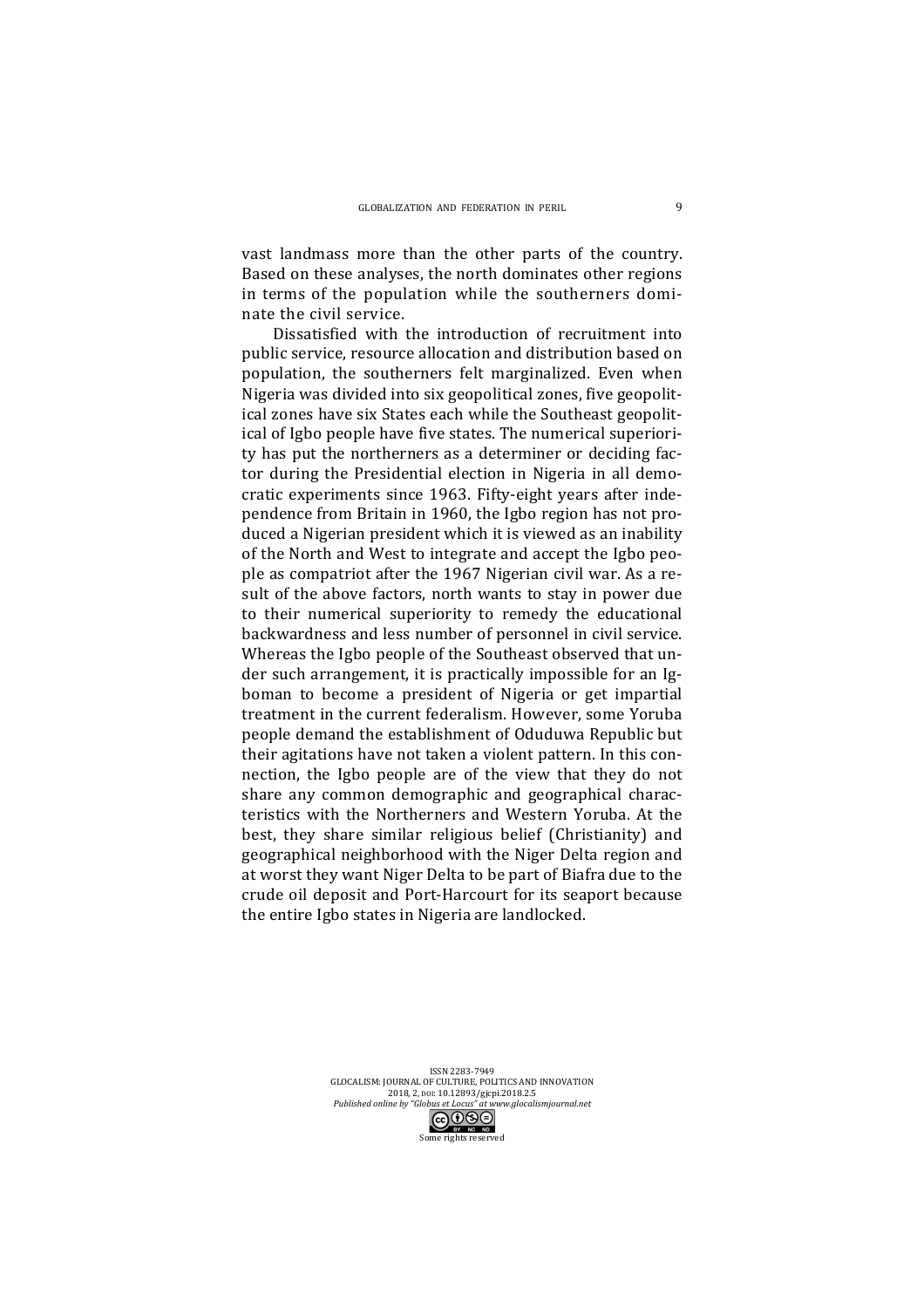vast landmass more than the other parts of the country. Based on these analyses, the north dominates other regions in terms of the population while the southerners dominate the civil service.

Dissatisfied with the introduction of recruitment into public service, resource allocation and distribution based on population, the southerners felt marginalized. Even when Nigeria was divided into six geopolitical zones, five geopolitical zones have six States each while the Southeast geopolitical of Igbo people have five states. The numerical superiority has put the northerners as a determiner or deciding factor during the Presidential election in Nigeria in all democratic experiments since 1963. Fifty-eight years after independence from Britain in 1960, the Igbo region has not produced a Nigerian president which it is viewed as an inability of the North and West to integrate and accept the Igbo people as compatriot after the 1967 Nigerian civil war. As a result of the above factors, north wants to stay in power due to their numerical superiority to remedy the educational backwardness and less number of personnel in civil service. Whereas the Igbo people of the Southeast observed that under such arrangement, it is practically impossible for an Igboman to become a president of Nigeria or get impartial treatment in the current federalism. However, some Yoruba people demand the establishment of Oduduwa Republic but their agitations have not taken a violent pattern. In this connection, the Igbo people are of the view that they do not share any common demographic and geographical characteristics with the Northerners and Western Yoruba. At the best, they share similar religious belief (Christianity) and geographical neighborhood with the Niger Delta region and at worst they want Niger Delta to be part of Biafra due to the crude oil deposit and Port-Harcourt for its seaport because the entire Igbo states in Nigeria are landlocked.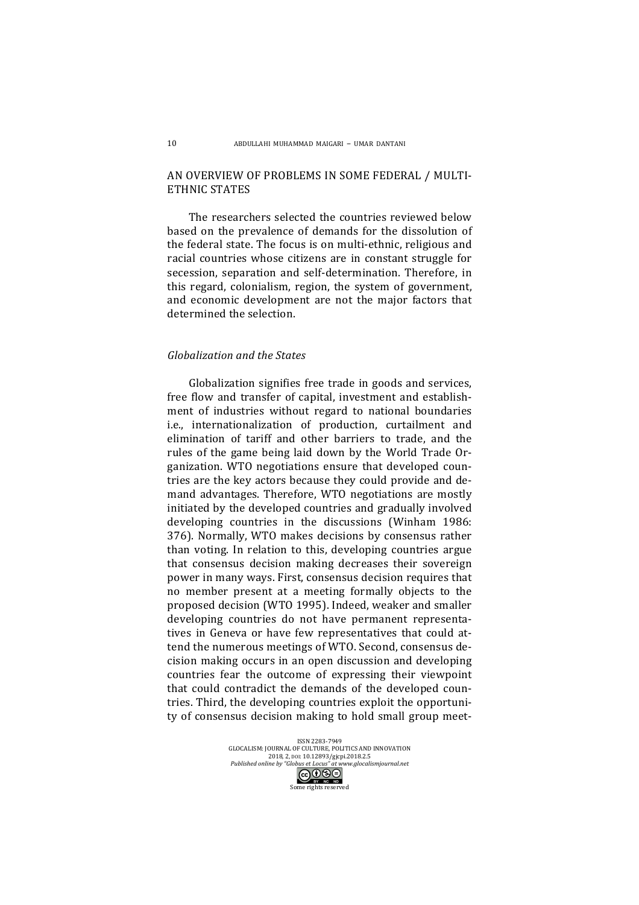## AN OVERVIEW OF PROBLEMS IN SOME FEDERAL / MULTI-ETHNIC STATES

The researchers selected the countries reviewed below based on the prevalence of demands for the dissolution of the federal state. The focus is on multi-ethnic, religious and racial countries whose citizens are in constant struggle for secession, separation and self-determination. Therefore, in this regard, colonialism, region, the system of government, and economic development are not the major factors that determined the selection.

### *Globalization and the States*

Globalization signifies free trade in goods and services, free flow and transfer of capital, investment and establishment of industries without regard to national boundaries i.e., internationalization of production, curtailment and elimination of tariff and other barriers to trade, and the rules of the game being laid down by the World Trade Organization. WTO negotiations ensure that developed countries are the key actors because they could provide and demand advantages. Therefore, WTO negotiations are mostly initiated by the developed countries and gradually involved developing countries in the discussions (Winham 1986: 376). Normally, WTO makes decisions by consensus rather than voting. In relation to this, developing countries argue that consensus decision making decreases their sovereign power in many ways. First, consensus decision requires that no member present at a meeting formally objects to the proposed decision (WTO 1995). Indeed, weaker and smaller developing countries do not have permanent representatives in Geneva or have few representatives that could attend the numerous meetings of WTO. Second, consensus decision making occurs in an open discussion and developing countries fear the outcome of expressing their viewpoint that could contradict the demands of the developed countries. Third, the developing countries exploit the opportunity of consensus decision making to hold small group meet-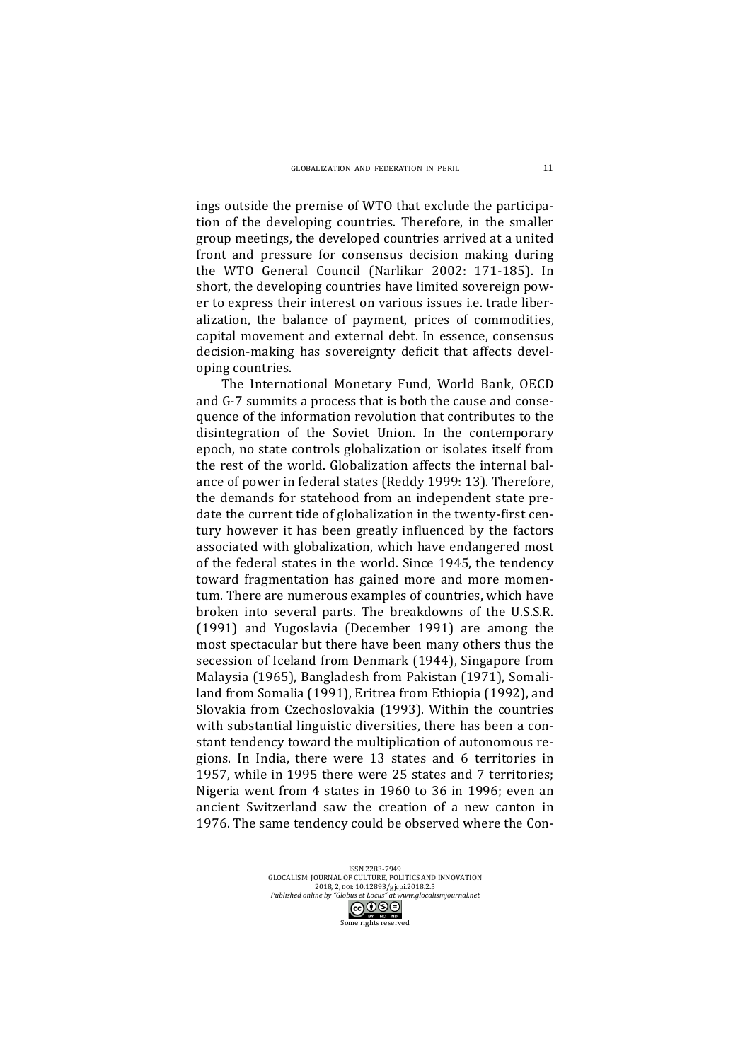ings outside the premise of WTO that exclude the participation of the developing countries. Therefore, in the smaller group meetings, the developed countries arrived at a united front and pressure for consensus decision making during the WTO General Council (Narlikar 2002: 171-185). In short, the developing countries have limited sovereign power to express their interest on various issues i.e. trade liberalization, the balance of payment, prices of commodities, capital movement and external debt. In essence, consensus decision-making has sovereignty deficit that affects developing countries.

The International Monetary Fund, World Bank, OECD and G-7 summits a process that is both the cause and consequence of the information revolution that contributes to the disintegration of the Soviet Union. In the contemporary epoch, no state controls globalization or isolates itself from the rest of the world. Globalization affects the internal balance of power in federal states (Reddy 1999: 13). Therefore, the demands for statehood from an independent state predate the current tide of globalization in the twenty-first century however it has been greatly influenced by the factors associated with globalization, which have endangered most of the federal states in the world. Since 1945, the tendency toward fragmentation has gained more and more momentum. There are numerous examples of countries, which have broken into several parts. The breakdowns of the U.S.S.R. (1991) and Yugoslavia (December 1991) are among the most spectacular but there have been many others thus the secession of Iceland from Denmark (1944), Singapore from Malaysia (1965), Bangladesh from Pakistan (1971), Somaliland from Somalia (1991), Eritrea from Ethiopia (1992), and Slovakia from Czechoslovakia (1993). Within the countries with substantial linguistic diversities, there has been a constant tendency toward the multiplication of autonomous regions. In India, there were 13 states and 6 territories in 1957, while in 1995 there were 25 states and 7 territories; Nigeria went from 4 states in 1960 to 36 in 1996; even an ancient Switzerland saw the creation of a new canton in 1976. The same tendency could be observed where the Con-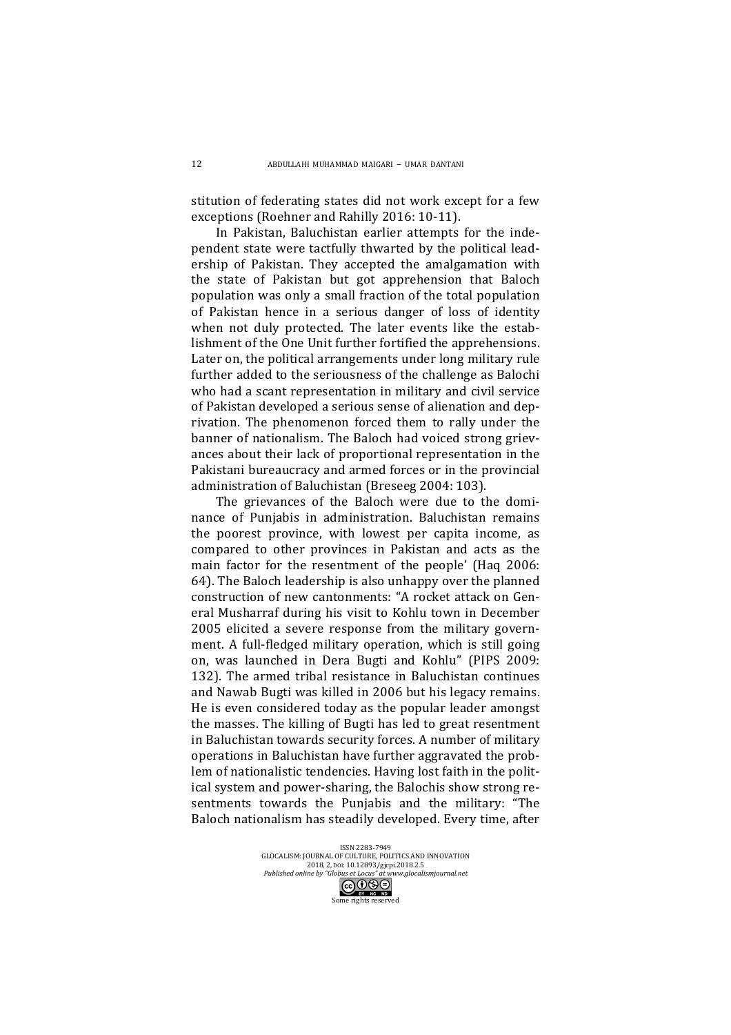stitution of federating states did not work except for a few exceptions (Roehner and Rahilly 2016: 10-11).

In Pakistan, Baluchistan earlier attempts for the independent state were tactfully thwarted by the political leadership of Pakistan. They accepted the amalgamation with the state of Pakistan but got apprehension that Baloch population was only a small fraction of the total population of Pakistan hence in a serious danger of loss of identity when not duly protected. The later events like the establishment of the One Unit further fortified the apprehensions. Later on, the political arrangements under long military rule further added to the seriousness of the challenge as Balochi who had a scant representation in military and civil service of Pakistan developed a serious sense of alienation and deprivation. The phenomenon forced them to rally under the banner of nationalism. The Baloch had voiced strong grievances about their lack of proportional representation in the Pakistani bureaucracy and armed forces or in the provincial administration of Baluchistan (Breseeg 2004: 103).

The grievances of the Baloch were due to the dominance of Punjabis in administration. Baluchistan remains the poorest province, with lowest per capita income, as compared to other provinces in Pakistan and acts as the main factor for the resentment of the people' (Haq 2006: 64). The Baloch leadership is also unhappy over the planned construction of new cantonments: "A rocket attack on General Musharraf during his visit to Kohlu town in December 2005 elicited a severe response from the military government. A full-fledged military operation, which is still going on, was launched in Dera Bugti and Kohlu" (PIPS 2009: 132). The armed tribal resistance in Baluchistan continues and Nawab Bugti was killed in 2006 but his legacy remains. He is even considered today as the popular leader amongst the masses. The killing of Bugti has led to great resentment in Baluchistan towards security forces. A number of military operations in Baluchistan have further aggravated the problem of nationalistic tendencies. Having lost faith in the political system and power-sharing, the Balochis show strong resentments towards the Punjabis and the military: "The Baloch nationalism has steadily developed. Every time, after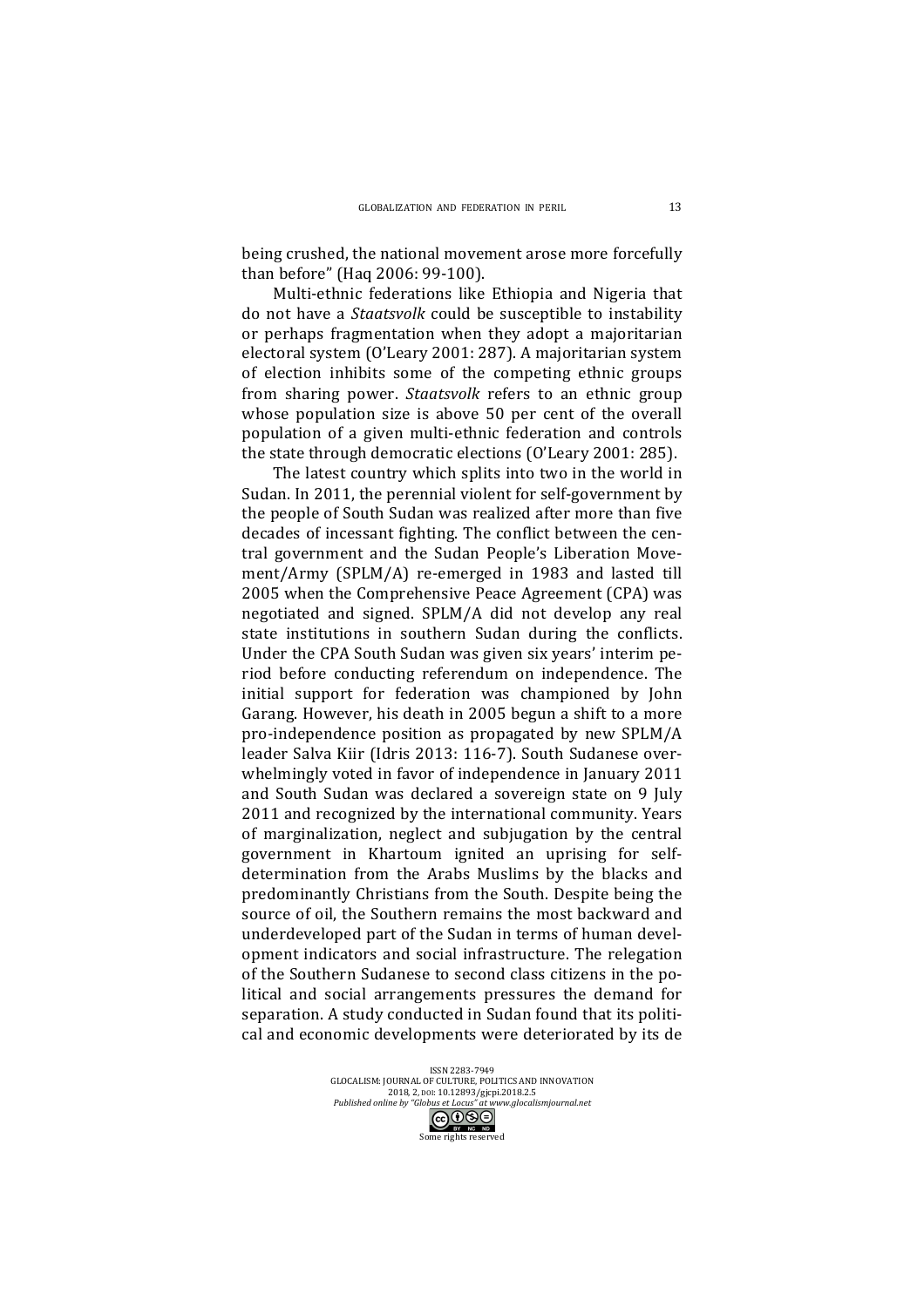being crushed, the national movement arose more forcefully than before" (Haq 2006: 99-100).

Multi-ethnic federations like Ethiopia and Nigeria that do not have a *Staatsvolk* could be susceptible to instability or perhaps fragmentation when they adopt a majoritarian electoral system (O'Leary 2001: 287). A majoritarian system of election inhibits some of the competing ethnic groups from sharing power. *Staatsvolk* refers to an ethnic group whose population size is above 50 per cent of the overall population of a given multi-ethnic federation and controls the state through democratic elections (O'Leary 2001: 285).

The latest country which splits into two in the world in Sudan. In 2011, the perennial violent for self-government by the people of South Sudan was realized after more than five decades of incessant fighting. The conflict between the central government and the Sudan People's Liberation Movement/Army (SPLM/A) re-emerged in 1983 and lasted till 2005 when the Comprehensive Peace Agreement (CPA) was negotiated and signed. SPLM/A did not develop any real state institutions in southern Sudan during the conflicts. Under the CPA South Sudan was given six years' interim period before conducting referendum on independence. The initial support for federation was championed by John Garang. However, his death in 2005 begun a shift to a more pro-independence position as propagated by new SPLM/A leader Salva Kiir (Idris 2013: 116-7). South Sudanese overwhelmingly voted in favor of independence in January 2011 and South Sudan was declared a sovereign state on 9 July 2011 and recognized by the international community. Years of marginalization, neglect and subjugation by the central government in Khartoum ignited an uprising for self-determination from the Arabs Muslims by the blacks and predominantly Christians from the South. Despite being the source of oil, the Southern remains the most backward and underdeveloped part of the Sudan in terms of human development indicators and social infrastructure. The relegation of the Southern Sudanese to second class citizens in the political and social arrangements pressures the demand for separation. A study conducted in Sudan found that its political and economic developments were deteriorated by its de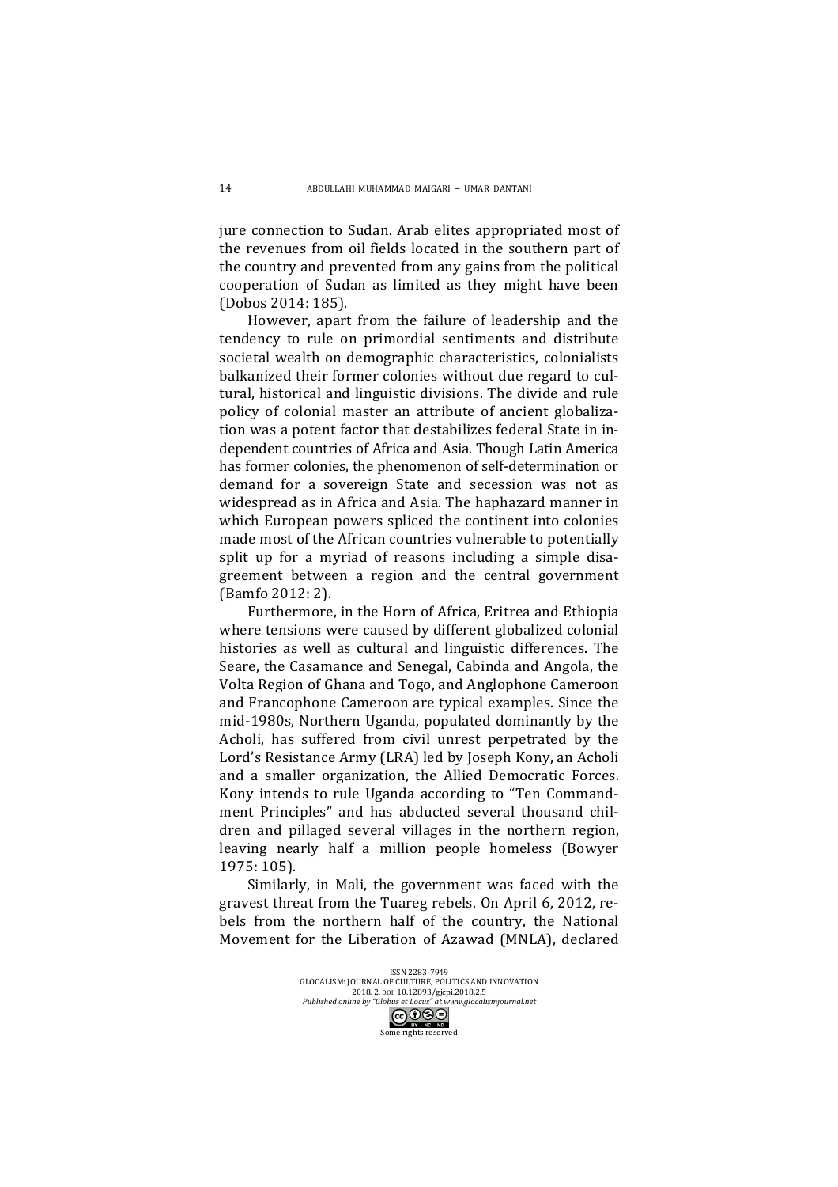jure connection to Sudan. Arab elites appropriated most of the revenues from oil fields located in the southern part of the country and prevented from any gains from the political cooperation of Sudan as limited as they might have been (Dobos 2014: 185).

However, apart from the failure of leadership and the tendency to rule on primordial sentiments and distribute societal wealth on demographic characteristics, colonialists balkanized their former colonies without due regard to cultural, historical and linguistic divisions. The divide and rule policy of colonial master an attribute of ancient globalization was a potent factor that destabilizes federal State in independent countries of Africa and Asia. Though Latin America has former colonies, the phenomenon of self-determination or demand for a sovereign State and secession was not as widespread as in Africa and Asia. The haphazard manner in which European powers spliced the continent into colonies made most of the African countries vulnerable to potentially split up for a myriad of reasons including a simple disagreement between a region and the central government (Bamfo 2012: 2).

Furthermore, in the Horn of Africa, Eritrea and Ethiopia where tensions were caused by different globalized colonial histories as well as cultural and linguistic differences. The Seare, the Casamance and Senegal, Cabinda and Angola, the Volta Region of Ghana and Togo, and Anglophone Cameroon and Francophone Cameroon are typical examples. Since the mid-1980s, Northern Uganda, populated dominantly by the Acholi, has suffered from civil unrest perpetrated by the Lord's Resistance Army (LRA) led by Joseph Kony, an Acholi and a smaller organization, the Allied Democratic Forces. Kony intends to rule Uganda according to "Ten Commandment Principles" and has abducted several thousand children and pillaged several villages in the northern region, leaving nearly half a million people homeless (Bowyer 1975: 105).

Similarly, in Mali, the government was faced with the gravest threat from the Tuareg rebels. On April 6, 2012, rebels from the northern half of the country, the National Movement for the Liberation of Azawad (MNLA), declared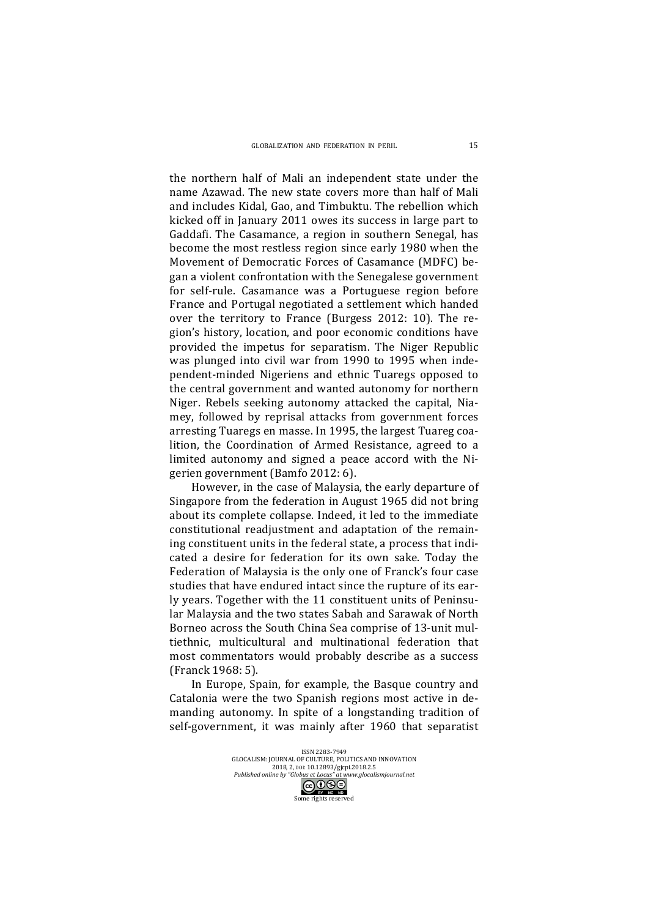the northern half of Mali an independent state under the name Azawad. The new state covers more than half of Mali and includes Kidal, Gao, and Timbuktu. The rebellion which kicked off in January 2011 owes its success in large part to Gaddafi. The Casamance, a region in southern Senegal, has become the most restless region since early 1980 when the Movement of Democratic Forces of Casamance (MDFC) began a violent confrontation with the Senegalese government for self-rule. Casamance was a Portuguese region before France and Portugal negotiated a settlement which handed over the territory to France (Burgess 2012: 10). The region's history, location, and poor economic conditions have provided the impetus for separatism. The Niger Republic was plunged into civil war from 1990 to 1995 when independent-minded Nigeriens and ethnic Tuaregs opposed to the central government and wanted autonomy for northern Niger. Rebels seeking autonomy attacked the capital, Niamey, followed by reprisal attacks from government forces arresting Tuaregs en masse. In 1995, the largest Tuareg coalition, the Coordination of Armed Resistance, agreed to a limited autonomy and signed a peace accord with the Nigerien government (Bamfo 2012: 6).

However, in the case of Malaysia, the early departure of Singapore from the federation in August 1965 did not bring about its complete collapse. Indeed, it led to the immediate constitutional readjustment and adaptation of the remaining constituent units in the federal state, a process that indicated a desire for federation for its own sake. Today the Federation of Malaysia is the only one of Franck's four case studies that have endured intact since the rupture of its early years. Together with the 11 constituent units of Peninsular Malaysia and the two states Sabah and Sarawak of North Borneo across the South China Sea comprise of 13-unit multiethnic, multicultural and multinational federation that most commentators would probably describe as a success (Franck 1968: 5).

In Europe, Spain, for example, the Basque country and Catalonia were the two Spanish regions most active in demanding autonomy. In spite of a longstanding tradition of self-government, it was mainly after 1960 that separatist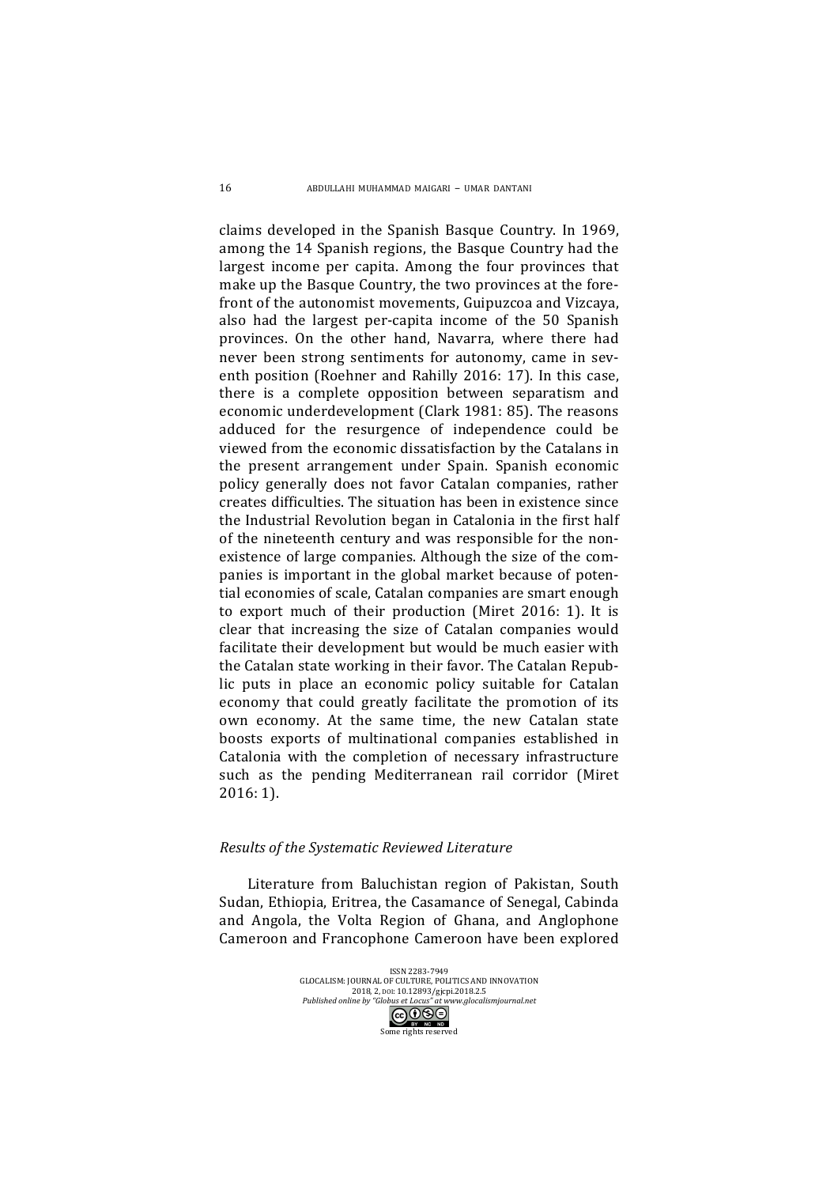claims developed in the Spanish Basque Country. In 1969, among the 14 Spanish regions, the Basque Country had the largest income per capita. Among the four provinces that make up the Basque Country, the two provinces at the forefront of the autonomist movements, Guipuzcoa and Vizcaya, also had the largest per-capita income of the 50 Spanish provinces. On the other hand, Navarra, where there had never been strong sentiments for autonomy, came in seventh position (Roehner and Rahilly 2016: 17). In this case, there is a complete opposition between separatism and economic underdevelopment (Clark 1981: 85). The reasons adduced for the resurgence of independence could be viewed from the economic dissatisfaction by the Catalans in the present arrangement under Spain. Spanish economic policy generally does not favor Catalan companies, rather creates difficulties. The situation has been in existence since the Industrial Revolution began in Catalonia in the first half of the nineteenth century and was responsible for the non-existence of large companies. Although the size of the companies is important in the global market because of potential economies of scale, Catalan companies are smart enough to export much of their production (Miret 2016: 1). It is clear that increasing the size of Catalan companies would facilitate their development but would be much easier with the Catalan state working in their favor. The Catalan Republic puts in place an economic policy suitable for Catalan economy that could greatly facilitate the promotion of its own economy. At the same time, the new Catalan state boosts exports of multinational companies established in Catalonia with the completion of necessary infrastructure such as the pending Mediterranean rail corridor (Miret 2016: 1).

### *Results of the Systematic Reviewed Literature*

Literature from Baluchistan region of Pakistan, South Sudan, Ethiopia, Eritrea, the Casamance of Senegal, Cabinda and Angola, the Volta Region of Ghana, and Anglophone Cameroon and Francophone Cameroon have been explored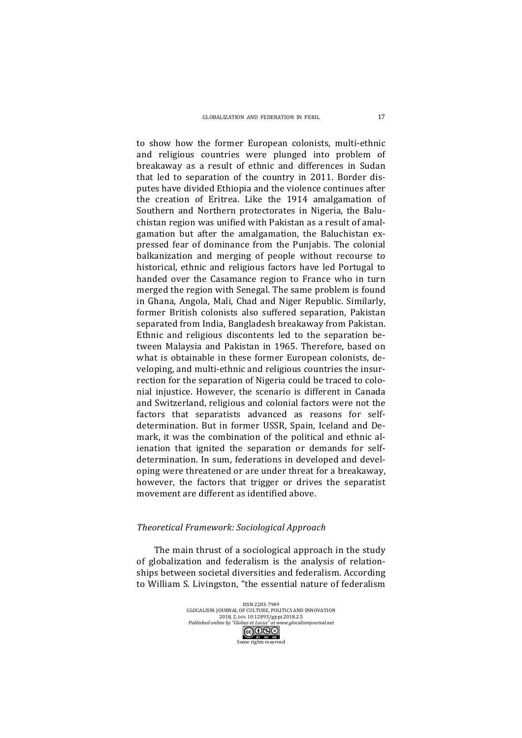to show how the former European colonists, multi-ethnic and religious countries were plunged into problem of breakaway as a result of ethnic and differences in Sudan that led to separation of the country in 2011. Border disputes have divided Ethiopia and the violence continues after the creation of Eritrea. Like the 1914 amalgamation of Southern and Northern protectorates in Nigeria, the Baluchistan region was unified with Pakistan as a result of amalgamation but after the amalgamation, the Baluchistan expressed fear of dominance from the Punjabis. The colonial balkanization and merging of people without recourse to historical, ethnic and religious factors have led Portugal to handed over the Casamance region to France who in turn merged the region with Senegal. The same problem is found in Ghana, Angola, Mali, Chad and Niger Republic. Similarly, former British colonists also suffered separation, Pakistan separated from India, Bangladesh breakaway from Pakistan. Ethnic and religious discontents led to the separation between Malaysia and Pakistan in 1965. Therefore, based on what is obtainable in these former European colonists, developing, and multi-ethnic and religious countries the insurrection for the separation of Nigeria could be traced to colonial injustice. However, the scenario is different in Canada and Switzerland, religious and colonial factors were not the factors that separatists advanced as reasons for self-determination. But in former USSR, Spain, Iceland and Demark, it was the combination of the political and ethnic alienation that ignited the separation or demands for self-determination. In sum, federations in developed and developing were threatened or are under threat for a breakaway, however, the factors that trigger or drives the separatist movement are different as identified above.

### *Theoretical Framework: Sociological Approach*

The main thrust of a sociological approach in the study of globalization and federalism is the analysis of relationships between societal diversities and federalism. According to William S. Livingston, "the essential nature of federalism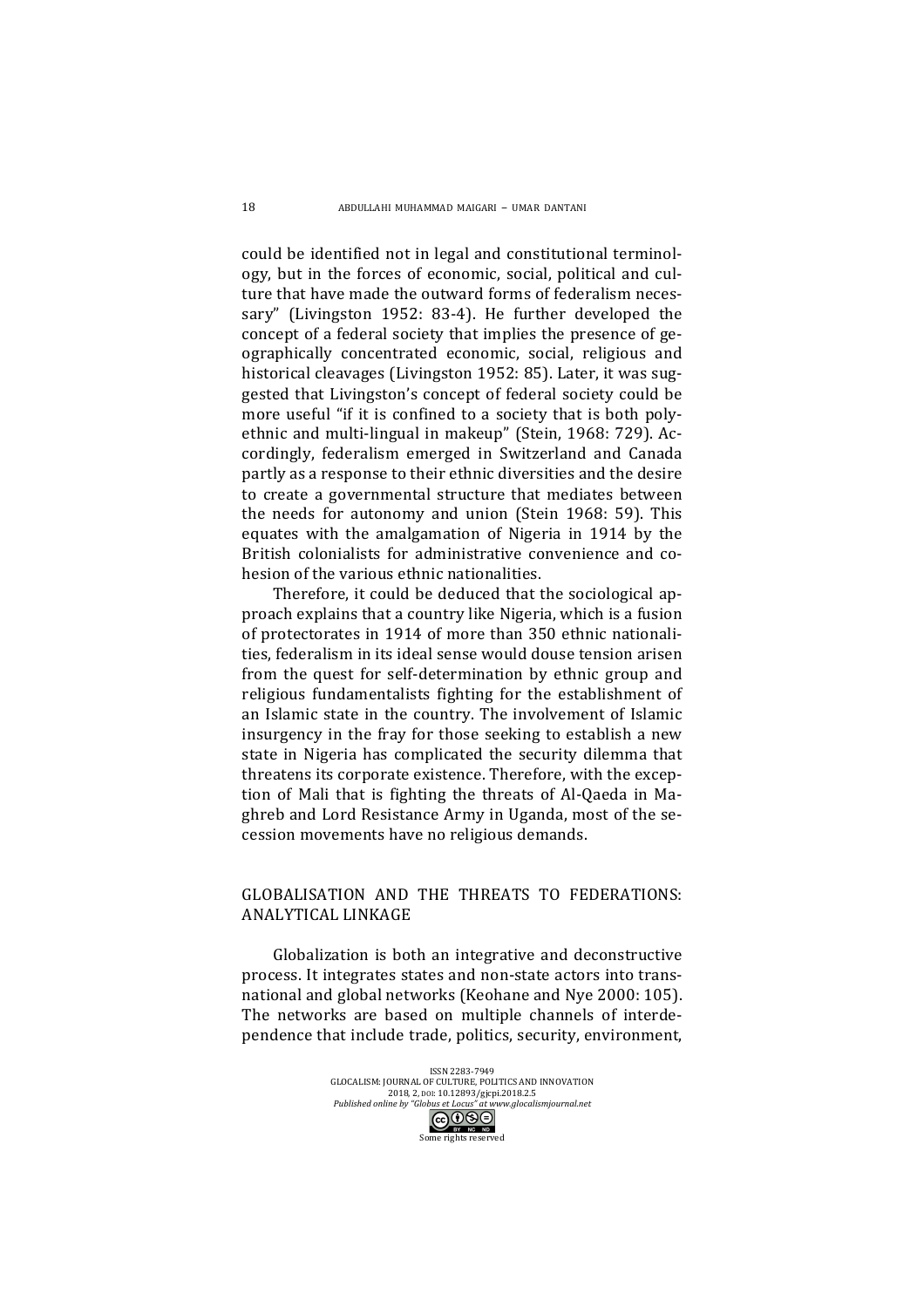could be identified not in legal and constitutional terminology, but in the forces of economic, social, political and culture that have made the outward forms of federalism necessary" (Livingston 1952: 83-4). He further developed the concept of a federal society that implies the presence of geographically concentrated economic, social, religious and historical cleavages (Livingston 1952: 85). Later, it was suggested that Livingston's concept of federal society could be more useful "if it is confined to a society that is both polyethnic and multi-lingual in makeup" (Stein, 1968: 729). Accordingly, federalism emerged in Switzerland and Canada partly as a response to their ethnic diversities and the desire to create a governmental structure that mediates between the needs for autonomy and union (Stein 1968: 59). This equates with the amalgamation of Nigeria in 1914 by the British colonialists for administrative convenience and cohesion of the various ethnic nationalities.

Therefore, it could be deduced that the sociological approach explains that a country like Nigeria, which is a fusion of protectorates in 1914 of more than 350 ethnic nationalities, federalism in its ideal sense would douse tension arisen from the quest for self-determination by ethnic group and religious fundamentalists fighting for the establishment of an Islamic state in the country. The involvement of Islamic insurgency in the fray for those seeking to establish a new state in Nigeria has complicated the security dilemma that threatens its corporate existence. Therefore, with the exception of Mali that is fighting the threats of Al-Qaeda in Maghreb and Lord Resistance Army in Uganda, most of the secession movements have no religious demands.

## GLOBALISATION AND THE THREATS TO FEDERATIONS: ANALYTICAL LINKAGE

Globalization is both an integrative and deconstructive process. It integrates states and non-state actors into transnational and global networks (Keohane and Nye 2000: 105). The networks are based on multiple channels of interdependence that include trade, politics, security, environment,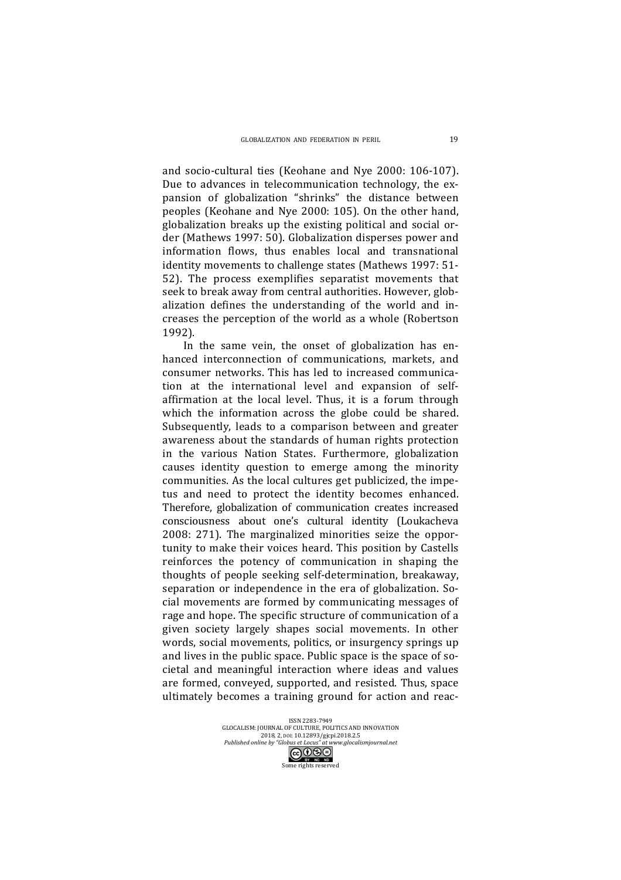and socio-cultural ties (Keohane and Nye 2000: 106-107). Due to advances in telecommunication technology, the expansion of globalization "shrinks" the distance between peoples (Keohane and Nye 2000: 105). On the other hand, globalization breaks up the existing political and social order (Mathews 1997: 50). Globalization disperses power and information flows, thus enables local and transnational identity movements to challenge states (Mathews 1997: 51-52). The process exemplifies separatist movements that seek to break away from central authorities. However, globalization defines the understanding of the world and increases the perception of the world as a whole (Robertson 1992).

In the same vein, the onset of globalization has enhanced interconnection of communications, markets, and consumer networks. This has led to increased communication at the international level and expansion of self-affirmation at the local level. Thus, it is a forum through which the information across the globe could be shared. Subsequently, leads to a comparison between and greater awareness about the standards of human rights protection in the various Nation States. Furthermore, globalization causes identity question to emerge among the minority communities. As the local cultures get publicized, the impetus and need to protect the identity becomes enhanced. Therefore, globalization of communication creates increased consciousness about one's cultural identity (Loukacheva 2008: 271). The marginalized minorities seize the opportunity to make their voices heard. This position by Castells reinforces the potency of communication in shaping the thoughts of people seeking self-determination, breakaway, separation or independence in the era of globalization. Social movements are formed by communicating messages of rage and hope. The specific structure of communication of a given society largely shapes social movements. In other words, social movements, politics, or insurgency springs up and lives in the public space. Public space is the space of societal and meaningful interaction where ideas and values are formed, conveyed, supported, and resisted. Thus, space ultimately becomes a training ground for action and reac-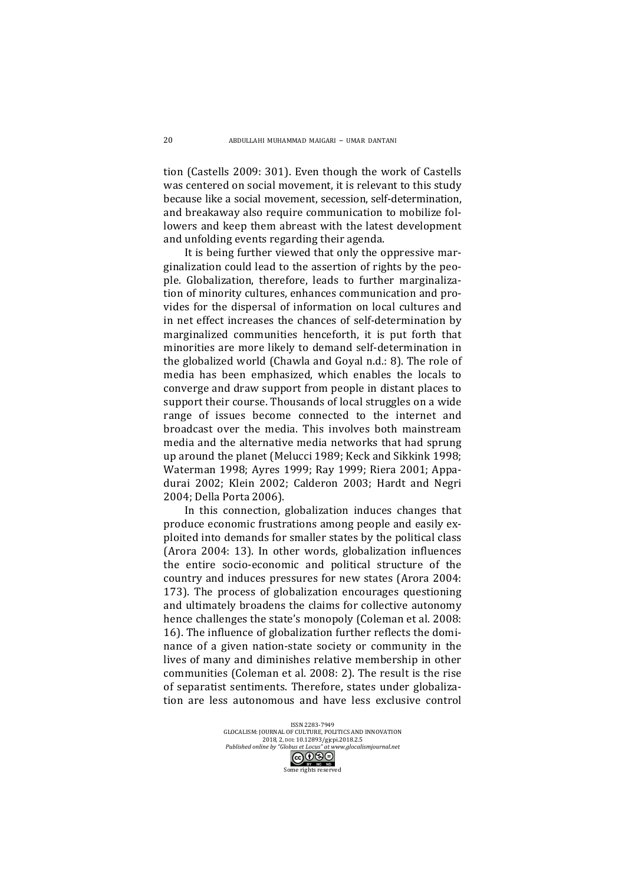tion (Castells 2009: 301). Even though the work of Castells was centered on social movement, it is relevant to this study because like a social movement, secession, self-determination, and breakaway also require communication to mobilize followers and keep them abreast with the latest development and unfolding events regarding their agenda.

It is being further viewed that only the oppressive marginalization could lead to the assertion of rights by the people. Globalization, therefore, leads to further marginalization of minority cultures, enhances communication and provides for the dispersal of information on local cultures and in net effect increases the chances of self-determination by marginalized communities henceforth, it is put forth that minorities are more likely to demand self-determination in the globalized world (Chawla and Goyal n.d.: 8). The role of media has been emphasized, which enables the locals to converge and draw support from people in distant places to support their course. Thousands of local struggles on a wide range of issues become connected to the internet and broadcast over the media. This involves both mainstream media and the alternative media networks that had sprung up around the planet (Melucci 1989; Keck and Sikkink 1998; Waterman 1998; Ayres 1999; Ray 1999; Riera 2001; Appadurai 2002; Klein 2002; Calderon 2003; Hardt and Negri 2004; Della Porta 2006).

In this connection, globalization induces changes that produce economic frustrations among people and easily exploited into demands for smaller states by the political class (Arora 2004: 13). In other words, globalization influences the entire socio-economic and political structure of the country and induces pressures for new states (Arora 2004: 173). The process of globalization encourages questioning and ultimately broadens the claims for collective autonomy hence challenges the state's monopoly (Coleman et al. 2008: 16). The influence of globalization further reflects the dominance of a given nation-state society or community in the lives of many and diminishes relative membership in other communities (Coleman et al. 2008: 2). The result is the rise of separatist sentiments. Therefore, states under globalization are less autonomous and have less exclusive control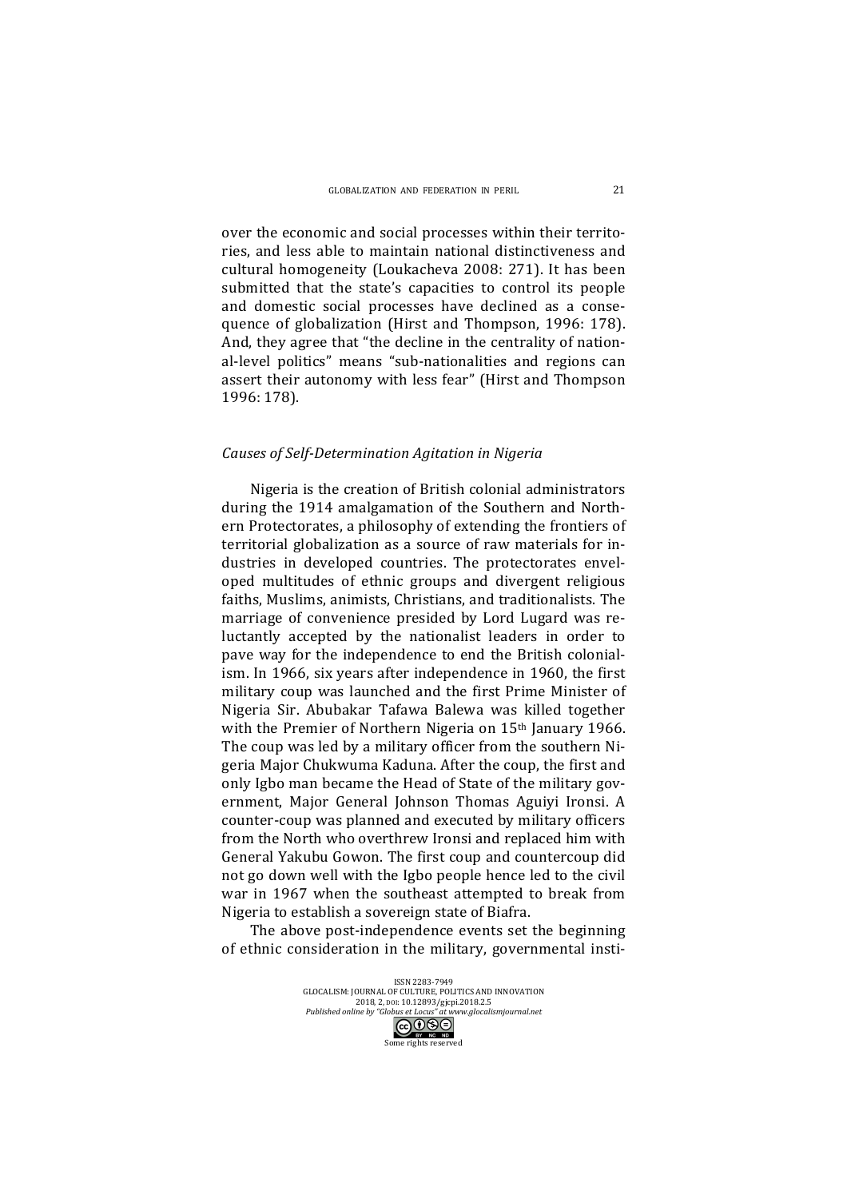over the economic and social processes within their territories, and less able to maintain national distinctiveness and cultural homogeneity (Loukacheva 2008: 271). It has been submitted that the state's capacities to control its people and domestic social processes have declined as a consequence of globalization (Hirst and Thompson, 1996: 178). And, they agree that "the decline in the centrality of national-level politics" means "sub-nationalities and regions can assert their autonomy with less fear" (Hirst and Thompson 1996: 178).

### *Causes of Self-Determination Agitation in Nigeria*

Nigeria is the creation of British colonial administrators during the 1914 amalgamation of the Southern and Northern Protectorates, a philosophy of extending the frontiers of territorial globalization as a source of raw materials for industries in developed countries. The protectorates enveloped multitudes of ethnic groups and divergent religious faiths, Muslims, animists, Christians, and traditionalists. The marriage of convenience presided by Lord Lugard was reluctantly accepted by the nationalist leaders in order to pave way for the independence to end the British colonialism. In 1966, six years after independence in 1960, the first military coup was launched and the first Prime Minister of Nigeria Sir. Abubakar Tafawa Balewa was killed together with the Premier of Northern Nigeria on 15th January 1966. The coup was led by a military officer from the southern Nigeria Major Chukwuma Kaduna. After the coup, the first and only Igbo man became the Head of State of the military government, Major General Johnson Thomas Aguiyi Ironsi. A counter-coup was planned and executed by military officers from the North who overthrew Ironsi and replaced him with General Yakubu Gowon. The first coup and countercoup did not go down well with the Igbo people hence led to the civil war in 1967 when the southeast attempted to break from Nigeria to establish a sovereign state of Biafra.

The above post-independence events set the beginning of ethnic consideration in the military, governmental insti-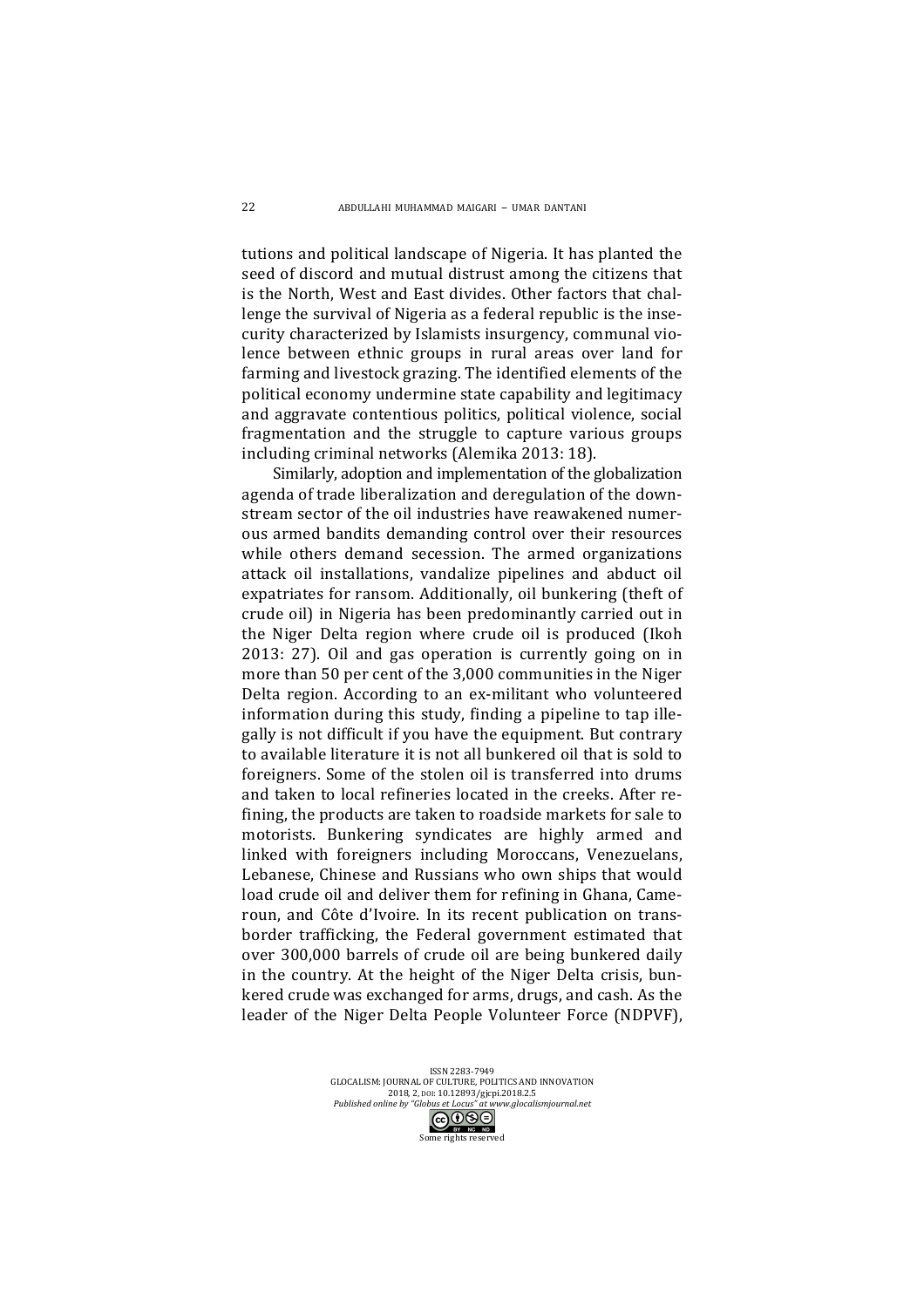tutions and political landscape of Nigeria. It has planted the seed of discord and mutual distrust among the citizens that is the North, West and East divides. Other factors that challenge the survival of Nigeria as a federal republic is the insecurity characterized by Islamists insurgency, communal violence between ethnic groups in rural areas over land for farming and livestock grazing. The identified elements of the political economy undermine state capability and legitimacy and aggravate contentious politics, political violence, social fragmentation and the struggle to capture various groups including criminal networks (Alemika 2013: 18).

Similarly, adoption and implementation of the globalization agenda of trade liberalization and deregulation of the downstream sector of the oil industries have reawakened numerous armed bandits demanding control over their resources while others demand secession. The armed organizations attack oil installations, vandalize pipelines and abduct oil expatriates for ransom. Additionally, oil bunkering (theft of crude oil) in Nigeria has been predominantly carried out in the Niger Delta region where crude oil is produced (Ikoh 2013: 27). Oil and gas operation is currently going on in more than 50 per cent of the 3,000 communities in the Niger Delta region. According to an ex-militant who volunteered information during this study, finding a pipeline to tap illegally is not difficult if you have the equipment. But contrary to available literature it is not all bunkered oil that is sold to foreigners. Some of the stolen oil is transferred into drums and taken to local refineries located in the creeks. After refining, the products are taken to roadside markets for sale to motorists. Bunkering syndicates are highly armed and linked with foreigners including Moroccans, Venezuelans, Lebanese, Chinese and Russians who own ships that would load crude oil and deliver them for refining in Ghana, Cameroun, and Côte d'Ivoire. In its recent publication on transborder trafficking, the Federal government estimated that over 300,000 barrels of crude oil are being bunkered daily in the country. At the height of the Niger Delta crisis, bunkered crude was exchanged for arms, drugs, and cash. As the leader of the Niger Delta People Volunteer Force (NDPVF),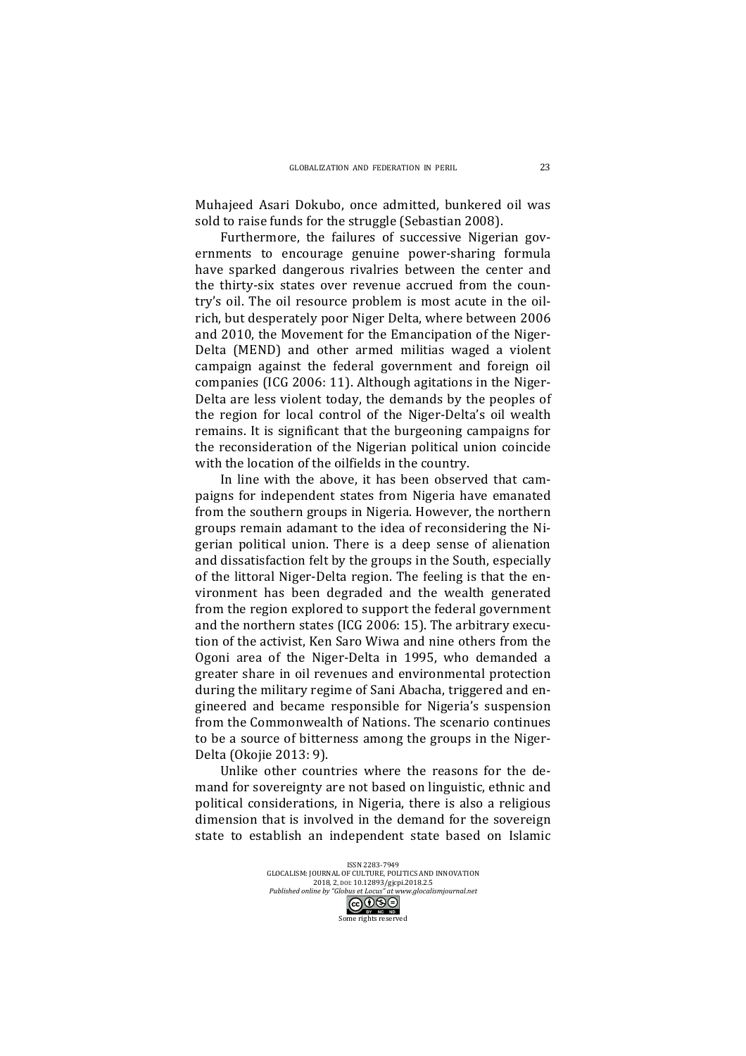Muhajeed Asari Dokubo, once admitted, bunkered oil was sold to raise funds for the struggle (Sebastian 2008).

Furthermore, the failures of successive Nigerian governments to encourage genuine power-sharing formula have sparked dangerous rivalries between the center and the thirty-six states over revenue accrued from the country's oil. The oil resource problem is most acute in the oil-rich, but desperately poor Niger Delta, where between 2006 and 2010, the Movement for the Emancipation of the Niger-Delta (MEND) and other armed militias waged a violent campaign against the federal government and foreign oil companies (ICG 2006: 11). Although agitations in the Niger-Delta are less violent today, the demands by the peoples of the region for local control of the Niger-Delta's oil wealth remains. It is significant that the burgeoning campaigns for the reconsideration of the Nigerian political union coincide with the location of the oilfields in the country.

In line with the above, it has been observed that campaigns for independent states from Nigeria have emanated from the southern groups in Nigeria. However, the northern groups remain adamant to the idea of reconsidering the Nigerian political union. There is a deep sense of alienation and dissatisfaction felt by the groups in the South, especially of the littoral Niger-Delta region. The feeling is that the environment has been degraded and the wealth generated from the region explored to support the federal government and the northern states (ICG 2006: 15). The arbitrary execution of the activist, Ken Saro Wiwa and nine others from the Ogoni area of the Niger-Delta in 1995, who demanded a greater share in oil revenues and environmental protection during the military regime of Sani Abacha, triggered and engineered and became responsible for Nigeria's suspension from the Commonwealth of Nations. The scenario continues to be a source of bitterness among the groups in the Niger-Delta (Okojie 2013: 9).

Unlike other countries where the reasons for the demand for sovereignty are not based on linguistic, ethnic and political considerations, in Nigeria, there is also a religious dimension that is involved in the demand for the sovereign state to establish an independent state based on Islamic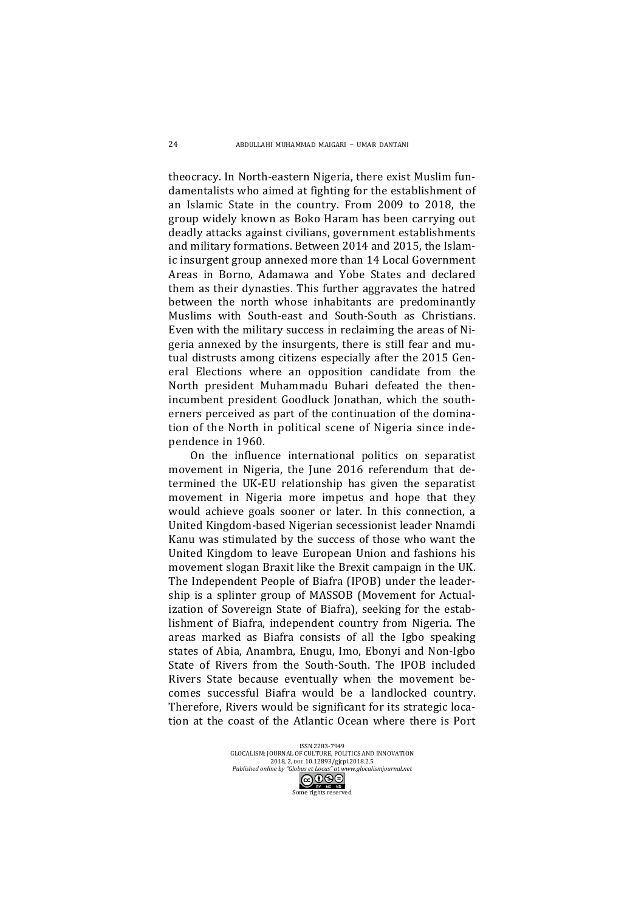theocracy. In North-eastern Nigeria, there exist Muslim fundamentalists who aimed at fighting for the establishment of an Islamic State in the country. From 2009 to 2018, the group widely known as Boko Haram has been carrying out deadly attacks against civilians, government establishments and military formations. Between 2014 and 2015, the Islamic insurgent group annexed more than 14 Local Government Areas in Borno, Adamawa and Yobe States and declared them as their dynasties. This further aggravates the hatred between the north whose inhabitants are predominantly Muslims with South-east and South-South as Christians. Even with the military success in reclaiming the areas of Nigeria annexed by the insurgents, there is still fear and mutual distrusts among citizens especially after the 2015 General Elections where an opposition candidate from the North president Muhammadu Buhari defeated the then-incumbent president Goodluck Jonathan, which the southerners perceived as part of the continuation of the domination of the North in political scene of Nigeria since independence in 1960.

On the influence international politics on separatist movement in Nigeria, the June 2016 referendum that determined the UK-EU relationship has given the separatist movement in Nigeria more impetus and hope that they would achieve goals sooner or later. In this connection, a United Kingdom-based Nigerian secessionist leader Nnamdi Kanu was stimulated by the success of those who want the United Kingdom to leave European Union and fashions his movement slogan Braxit like the Brexit campaign in the UK. The Independent People of Biafra (IPOB) under the leadership is a splinter group of MASSOB (Movement for Actualization of Sovereign State of Biafra), seeking for the establishment of Biafra, independent country from Nigeria. The areas marked as Biafra consists of all the Igbo speaking states of Abia, Anambra, Enugu, Imo, Ebonyi and Non-Igbo State of Rivers from the South-South. The IPOB included Rivers State because eventually when the movement becomes successful Biafra would be a landlocked country. Therefore, Rivers would be significant for its strategic location at the coast of the Atlantic Ocean where there is Port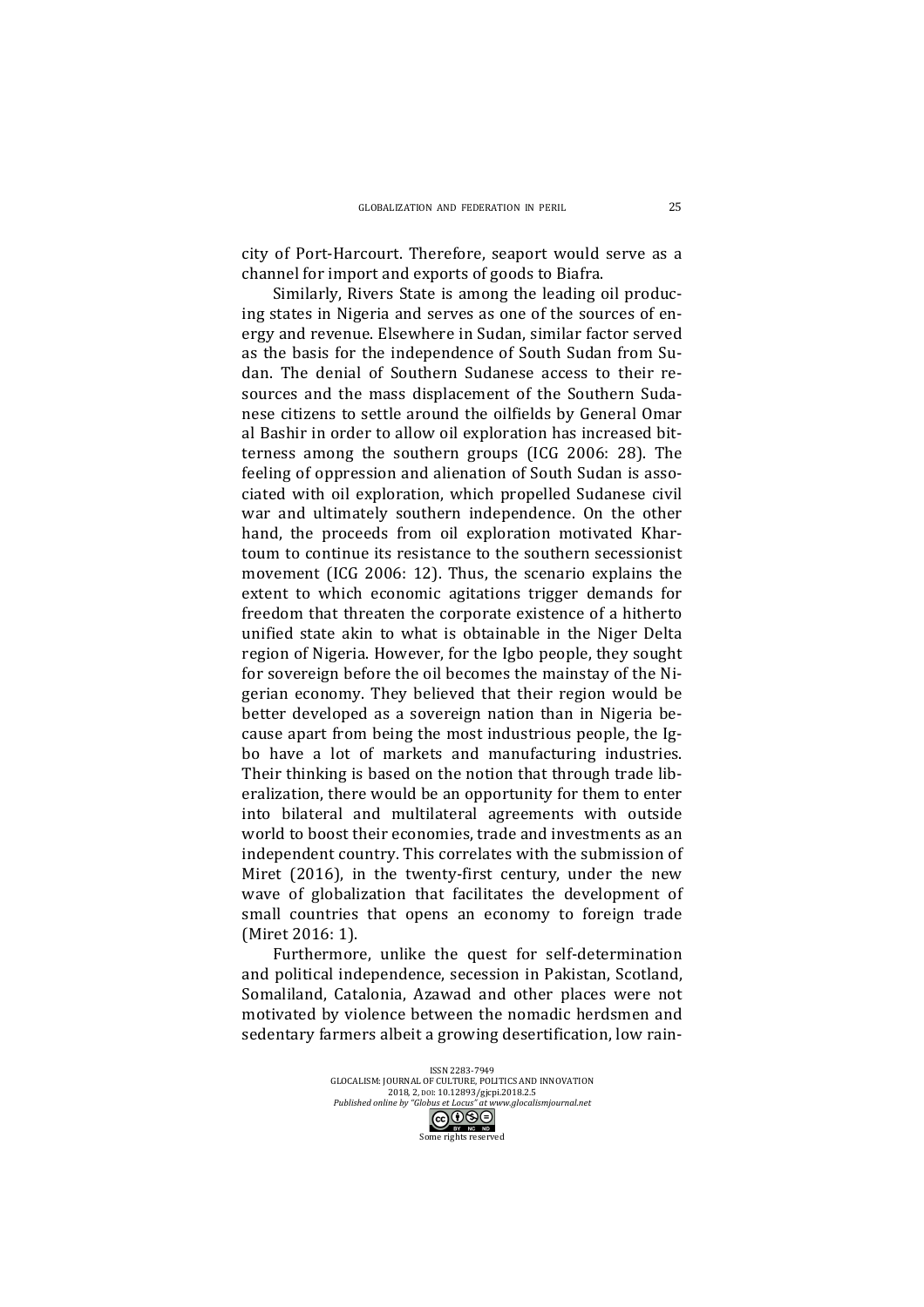city of Port-Harcourt. Therefore, seaport would serve as a channel for import and exports of goods to Biafra.

Similarly, Rivers State is among the leading oil producing states in Nigeria and serves as one of the sources of energy and revenue. Elsewhere in Sudan, similar factor served as the basis for the independence of South Sudan from Sudan. The denial of Southern Sudanese access to their resources and the mass displacement of the Southern Sudanese citizens to settle around the oilfields by General Omar al Bashir in order to allow oil exploration has increased bitterness among the southern groups (ICG 2006: 28). The feeling of oppression and alienation of South Sudan is associated with oil exploration, which propelled Sudanese civil war and ultimately southern independence. On the other hand, the proceeds from oil exploration motivated Khartoum to continue its resistance to the southern secessionist movement (ICG 2006: 12). Thus, the scenario explains the extent to which economic agitations trigger demands for freedom that threaten the corporate existence of a hitherto unified state akin to what is obtainable in the Niger Delta region of Nigeria. However, for the Igbo people, they sought for sovereign before the oil becomes the mainstay of the Nigerian economy. They believed that their region would be better developed as a sovereign nation than in Nigeria because apart from being the most industrious people, the Igbo have a lot of markets and manufacturing industries. Their thinking is based on the notion that through trade liberalization, there would be an opportunity for them to enter into bilateral and multilateral agreements with outside world to boost their economies, trade and investments as an independent country. This correlates with the submission of Miret (2016), in the twenty-first century, under the new wave of globalization that facilitates the development of small countries that opens an economy to foreign trade (Miret 2016: 1).

Furthermore, unlike the quest for self-determination and political independence, secession in Pakistan, Scotland, Somaliland, Catalonia, Azawad and other places were not motivated by violence between the nomadic herdsmen and sedentary farmers albeit a growing desertification, low rain-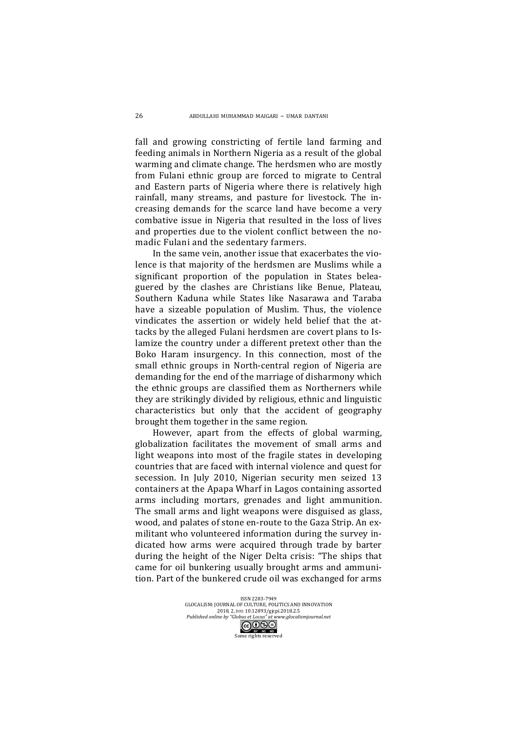fall and growing constricting of fertile land farming and feeding animals in Northern Nigeria as a result of the global warming and climate change. The herdsmen who are mostly from Fulani ethnic group are forced to migrate to Central and Eastern parts of Nigeria where there is relatively high rainfall, many streams, and pasture for livestock. The increasing demands for the scarce land have become a very combative issue in Nigeria that resulted in the loss of lives and properties due to the violent conflict between the nomadic Fulani and the sedentary farmers.

In the same vein, another issue that exacerbates the violence is that majority of the herdsmen are Muslims while a significant proportion of the population in States beleaguered by the clashes are Christians like Benue, Plateau, Southern Kaduna while States like Nasarawa and Taraba have a sizeable population of Muslim. Thus, the violence vindicates the assertion or widely held belief that the attacks by the alleged Fulani herdsmen are covert plans to Islamize the country under a different pretext other than the Boko Haram insurgency. In this connection, most of the small ethnic groups in North-central region of Nigeria are demanding for the end of the marriage of disharmony which the ethnic groups are classified them as Northerners while they are strikingly divided by religious, ethnic and linguistic characteristics but only that the accident of geography brought them together in the same region.

However, apart from the effects of global warming, globalization facilitates the movement of small arms and light weapons into most of the fragile states in developing countries that are faced with internal violence and quest for secession. In July 2010, Nigerian security men seized 13 containers at the Apapa Wharf in Lagos containing assorted arms including mortars, grenades and light ammunition. The small arms and light weapons were disguised as glass, wood, and palates of stone en-route to the Gaza Strip. An ex-militant who volunteered information during the survey indicated how arms were acquired through trade by barter during the height of the Niger Delta crisis: "The ships that came for oil bunkering usually brought arms and ammunition. Part of the bunkered crude oil was exchanged for arms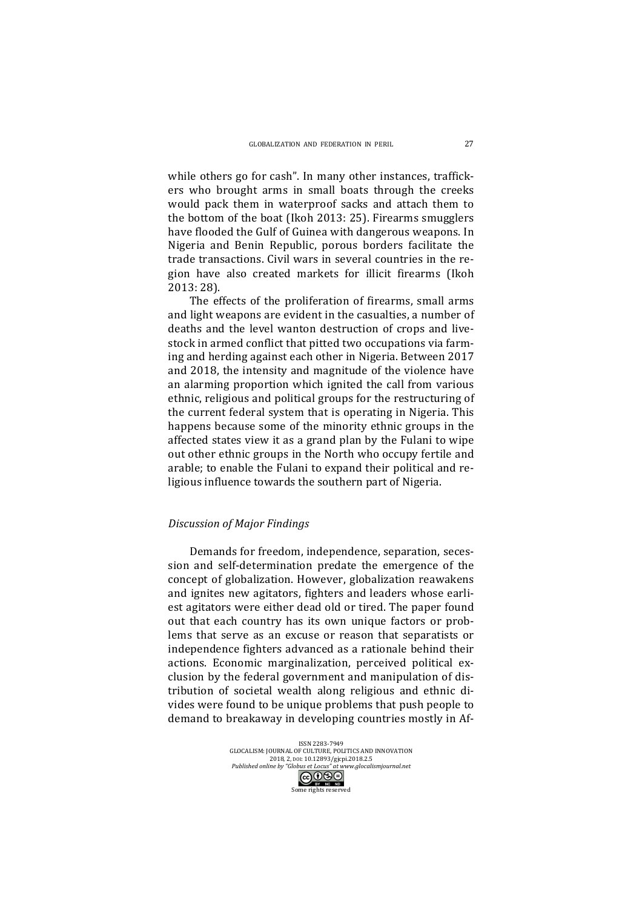while others go for cash". In many other instances, traffickers who brought arms in small boats through the creeks would pack them in waterproof sacks and attach them to the bottom of the boat (Ikoh 2013: 25). Firearms smugglers have flooded the Gulf of Guinea with dangerous weapons. In Nigeria and Benin Republic, porous borders facilitate the trade transactions. Civil wars in several countries in the region have also created markets for illicit firearms (Ikoh 2013: 28).

The effects of the proliferation of firearms, small arms and light weapons are evident in the casualties, a number of deaths and the level wanton destruction of crops and livestock in armed conflict that pitted two occupations via farming and herding against each other in Nigeria. Between 2017 and 2018, the intensity and magnitude of the violence have an alarming proportion which ignited the call from various ethnic, religious and political groups for the restructuring of the current federal system that is operating in Nigeria. This happens because some of the minority ethnic groups in the affected states view it as a grand plan by the Fulani to wipe out other ethnic groups in the North who occupy fertile and arable; to enable the Fulani to expand their political and religious influence towards the southern part of Nigeria.

### *Discussion of Major Findings*

Demands for freedom, independence, separation, secession and self-determination predate the emergence of the concept of globalization. However, globalization reawakens and ignites new agitators, fighters and leaders whose earliest agitators were either dead old or tired. The paper found out that each country has its own unique factors or problems that serve as an excuse or reason that separatists or independence fighters advanced as a rationale behind their actions. Economic marginalization, perceived political exclusion by the federal government and manipulation of distribution of societal wealth along religious and ethnic divides were found to be unique problems that push people to demand to breakaway in developing countries mostly in Af-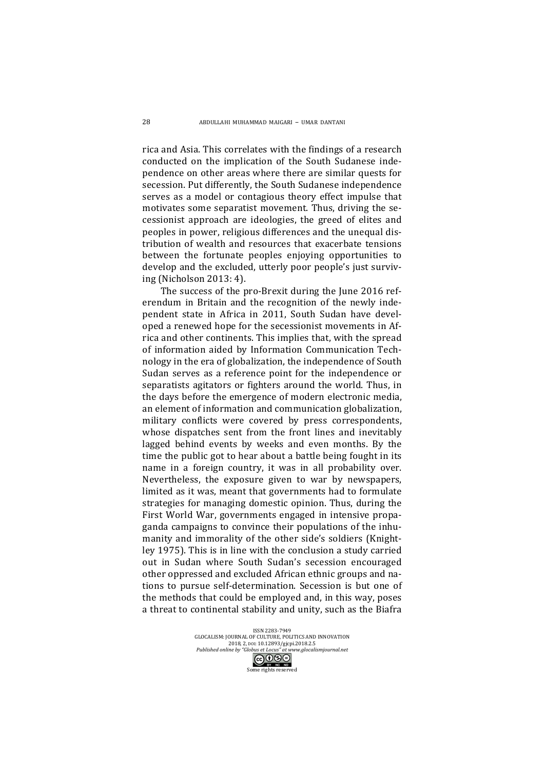rica and Asia. This correlates with the findings of a research conducted on the implication of the South Sudanese independence on other areas where there are similar quests for secession. Put differently, the South Sudanese independence serves as a model or contagious theory effect impulse that motivates some separatist movement. Thus, driving the secessionist approach are ideologies, the greed of elites and peoples in power, religious differences and the unequal distribution of wealth and resources that exacerbate tensions between the fortunate peoples enjoying opportunities to develop and the excluded, utterly poor people's just surviving (Nicholson 2013: 4).

The success of the pro-Brexit during the June 2016 referendum in Britain and the recognition of the newly independent state in Africa in 2011, South Sudan have developed a renewed hope for the secessionist movements in Africa and other continents. This implies that, with the spread of information aided by Information Communication Technology in the era of globalization, the independence of South Sudan serves as a reference point for the independence or separatists agitators or fighters around the world. Thus, in the days before the emergence of modern electronic media, an element of information and communication globalization, military conflicts were covered by press correspondents, whose dispatches sent from the front lines and inevitably lagged behind events by weeks and even months. By the time the public got to hear about a battle being fought in its name in a foreign country, it was in all probability over. Nevertheless, the exposure given to war by newspapers, limited as it was, meant that governments had to formulate strategies for managing domestic opinion. Thus, during the First World War, governments engaged in intensive propaganda campaigns to convince their populations of the inhumanity and immorality of the other side's soldiers (Knightley 1975). This is in line with the conclusion a study carried out in Sudan where South Sudan's secession encouraged other oppressed and excluded African ethnic groups and nations to pursue self-determination. Secession is but one of the methods that could be employed and, in this way, poses a threat to continental stability and unity, such as the Biafra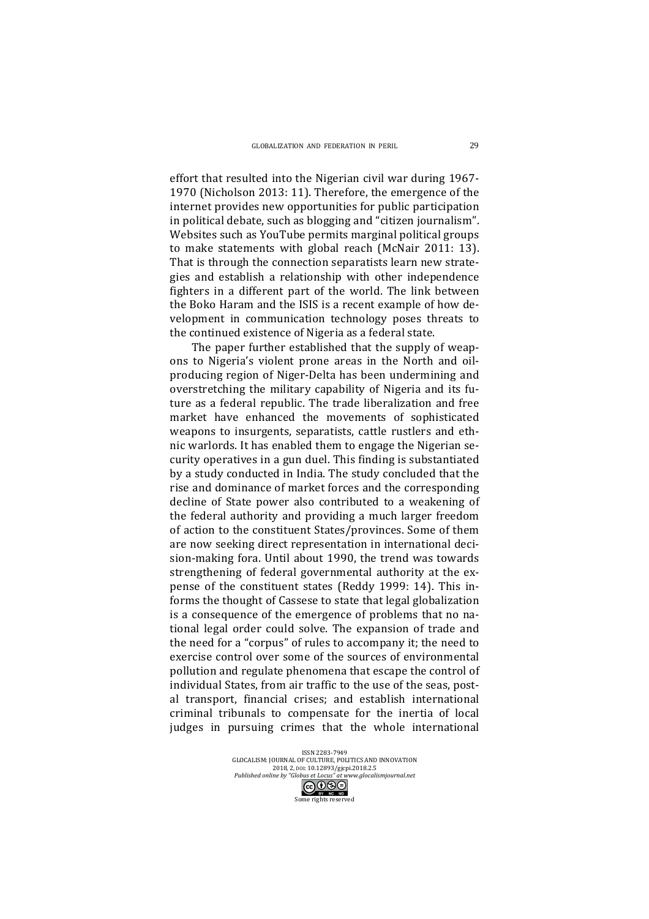effort that resulted into the Nigerian civil war during 1967-1970 (Nicholson 2013: 11). Therefore, the emergence of the internet provides new opportunities for public participation in political debate, such as blogging and "citizen journalism". Websites such as YouTube permits marginal political groups to make statements with global reach (McNair 2011: 13). That is through the connection separatists learn new strategies and establish a relationship with other independence fighters in a different part of the world. The link between the Boko Haram and the ISIS is a recent example of how development in communication technology poses threats to the continued existence of Nigeria as a federal state.

The paper further established that the supply of weapons to Nigeria's violent prone areas in the North and oil-producing region of Niger-Delta has been undermining and overstretching the military capability of Nigeria and its future as a federal republic. The trade liberalization and free market have enhanced the movements of sophisticated weapons to insurgents, separatists, cattle rustlers and ethnic warlords. It has enabled them to engage the Nigerian security operatives in a gun duel. This finding is substantiated by a study conducted in India. The study concluded that the rise and dominance of market forces and the corresponding decline of State power also contributed to a weakening of the federal authority and providing a much larger freedom of action to the constituent States/provinces. Some of them are now seeking direct representation in international decision-making fora. Until about 1990, the trend was towards strengthening of federal governmental authority at the expense of the constituent states (Reddy 1999: 14). This informs the thought of Cassese to state that legal globalization is a consequence of the emergence of problems that no national legal order could solve. The expansion of trade and the need for a "corpus" of rules to accompany it; the need to exercise control over some of the sources of environmental pollution and regulate phenomena that escape the control of individual States, from air traffic to the use of the seas, postal transport, financial crises; and establish international criminal tribunals to compensate for the inertia of local judges in pursuing crimes that the whole international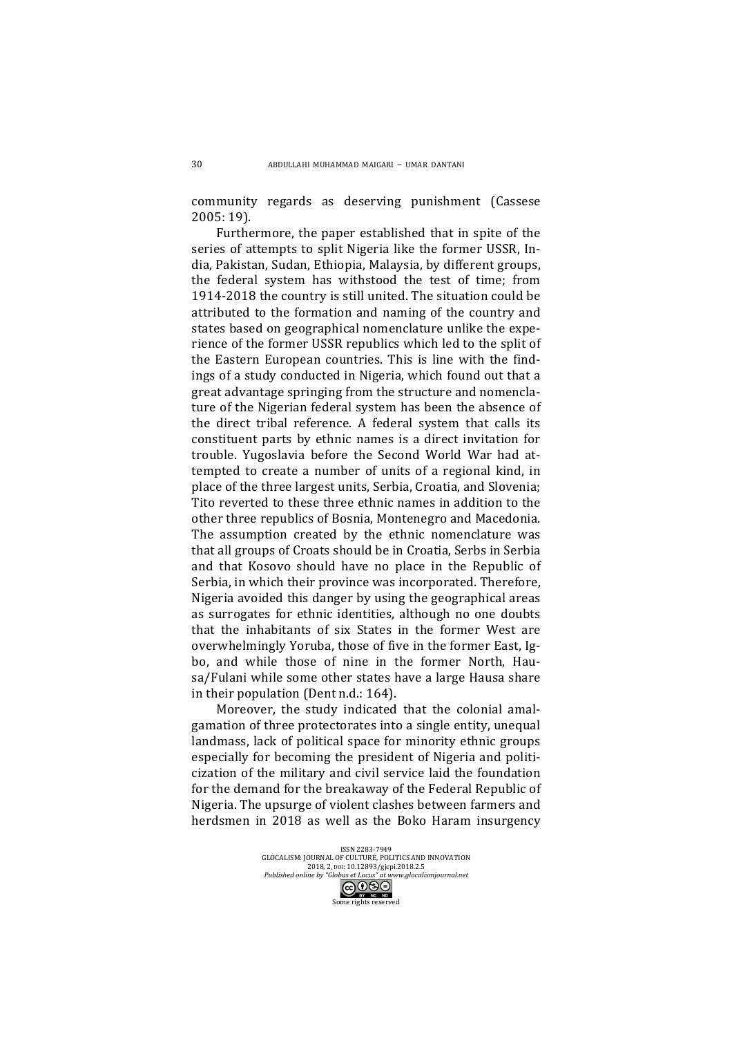community regards as deserving punishment (Cassese 2005: 19).

Furthermore, the paper established that in spite of the series of attempts to split Nigeria like the former USSR, India, Pakistan, Sudan, Ethiopia, Malaysia, by different groups, the federal system has withstood the test of time; from 1914-2018 the country is still united. The situation could be attributed to the formation and naming of the country and states based on geographical nomenclature unlike the experience of the former USSR republics which led to the split of the Eastern European countries. This is line with the findings of a study conducted in Nigeria, which found out that a great advantage springing from the structure and nomenclature of the Nigerian federal system has been the absence of the direct tribal reference. A federal system that calls its constituent parts by ethnic names is a direct invitation for trouble. Yugoslavia before the Second World War had attempted to create a number of units of a regional kind, in place of the three largest units, Serbia, Croatia, and Slovenia; Tito reverted to these three ethnic names in addition to the other three republics of Bosnia, Montenegro and Macedonia. The assumption created by the ethnic nomenclature was that all groups of Croats should be in Croatia, Serbs in Serbia and that Kosovo should have no place in the Republic of Serbia, in which their province was incorporated. Therefore, Nigeria avoided this danger by using the geographical areas as surrogates for ethnic identities, although no one doubts that the inhabitants of six States in the former West are overwhelmingly Yoruba, those of five in the former East, Igbo, and while those of nine in the former North, Hausa/Fulani while some other states have a large Hausa share in their population (Dent n.d.: 164).

Moreover, the study indicated that the colonial amalgamation of three protectorates into a single entity, unequal landmass, lack of political space for minority ethnic groups especially for becoming the president of Nigeria and politicization of the military and civil service laid the foundation for the demand for the breakaway of the Federal Republic of Nigeria. The upsurge of violent clashes between farmers and herdsmen in 2018 as well as the Boko Haram insurgency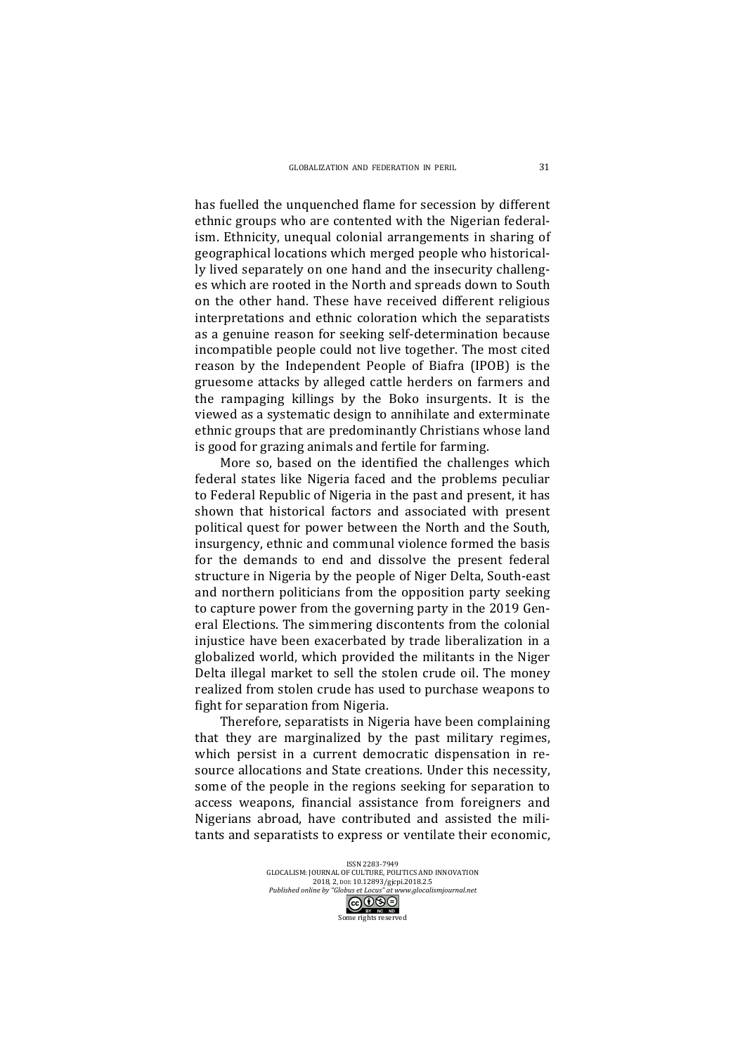has fuelled the unquenched flame for secession by different ethnic groups who are contented with the Nigerian federalism. Ethnicity, unequal colonial arrangements in sharing of geographical locations which merged people who historically lived separately on one hand and the insecurity challenges which are rooted in the North and spreads down to South on the other hand. These have received different religious interpretations and ethnic coloration which the separatists as a genuine reason for seeking self-determination because incompatible people could not live together. The most cited reason by the Independent People of Biafra (IPOB) is the gruesome attacks by alleged cattle herders on farmers and the rampaging killings by the Boko insurgents. It is the viewed as a systematic design to annihilate and exterminate ethnic groups that are predominantly Christians whose land is good for grazing animals and fertile for farming.

More so, based on the identified the challenges which federal states like Nigeria faced and the problems peculiar to Federal Republic of Nigeria in the past and present, it has shown that historical factors and associated with present political quest for power between the North and the South, insurgency, ethnic and communal violence formed the basis for the demands to end and dissolve the present federal structure in Nigeria by the people of Niger Delta, South-east and northern politicians from the opposition party seeking to capture power from the governing party in the 2019 General Elections. The simmering discontents from the colonial injustice have been exacerbated by trade liberalization in a globalized world, which provided the militants in the Niger Delta illegal market to sell the stolen crude oil. The money realized from stolen crude has used to purchase weapons to fight for separation from Nigeria.

Therefore, separatists in Nigeria have been complaining that they are marginalized by the past military regimes, which persist in a current democratic dispensation in resource allocations and State creations. Under this necessity, some of the people in the regions seeking for separation to access weapons, financial assistance from foreigners and Nigerians abroad, have contributed and assisted the militants and separatists to express or ventilate their economic,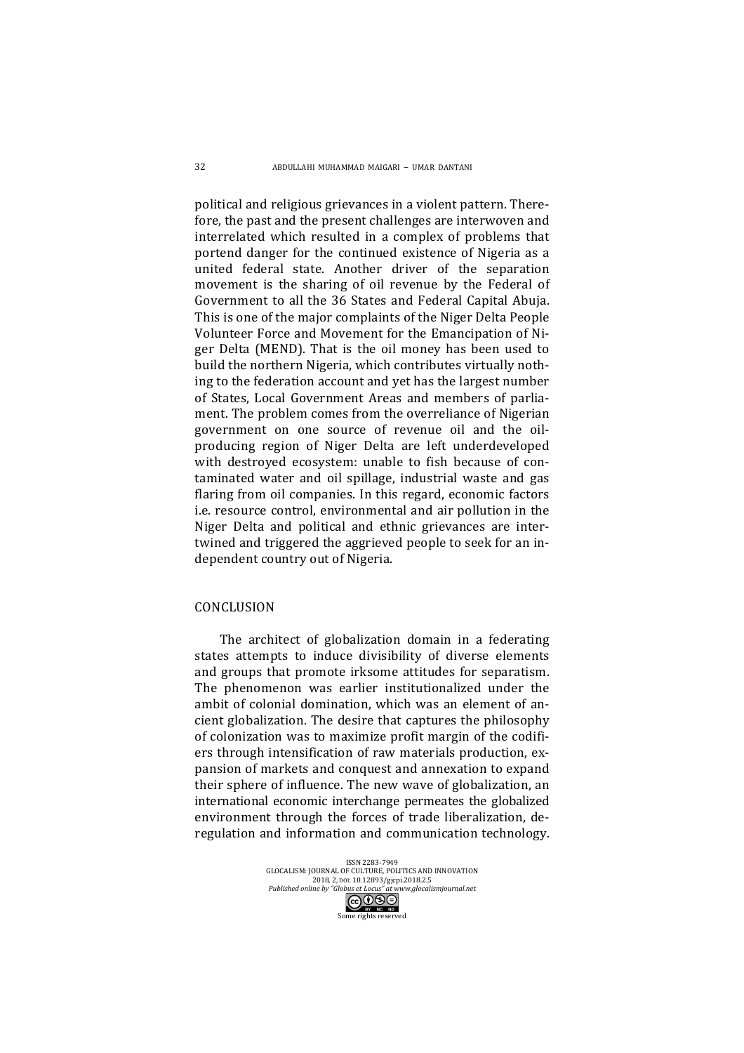political and religious grievances in a violent pattern. Therefore, the past and the present challenges are interwoven and interrelated which resulted in a complex of problems that portend danger for the continued existence of Nigeria as a united federal state. Another driver of the separation movement is the sharing of oil revenue by the Federal of Government to all the 36 States and Federal Capital Abuja. This is one of the major complaints of the Niger Delta People Volunteer Force and Movement for the Emancipation of Niger Delta (MEND). That is the oil money has been used to build the northern Nigeria, which contributes virtually nothing to the federation account and yet has the largest number of States, Local Government Areas and members of parliament. The problem comes from the overreliance of Nigerian government on one source of revenue oil and the oil-producing region of Niger Delta are left underdeveloped with destroyed ecosystem: unable to fish because of contaminated water and oil spillage, industrial waste and gas flaring from oil companies. In this regard, economic factors i.e. resource control, environmental and air pollution in the Niger Delta and political and ethnic grievances are intertwined and triggered the aggrieved people to seek for an independent country out of Nigeria.

## CONCLUSION

The architect of globalization domain in a federating states attempts to induce divisibility of diverse elements and groups that promote irksome attitudes for separatism. The phenomenon was earlier institutionalized under the ambit of colonial domination, which was an element of ancient globalization. The desire that captures the philosophy of colonization was to maximize profit margin of the codifiers through intensification of raw materials production, expansion of markets and conquest and annexation to expand their sphere of influence. The new wave of globalization, an international economic interchange permeates the globalized environment through the forces of trade liberalization, deregulation and information and communication technology.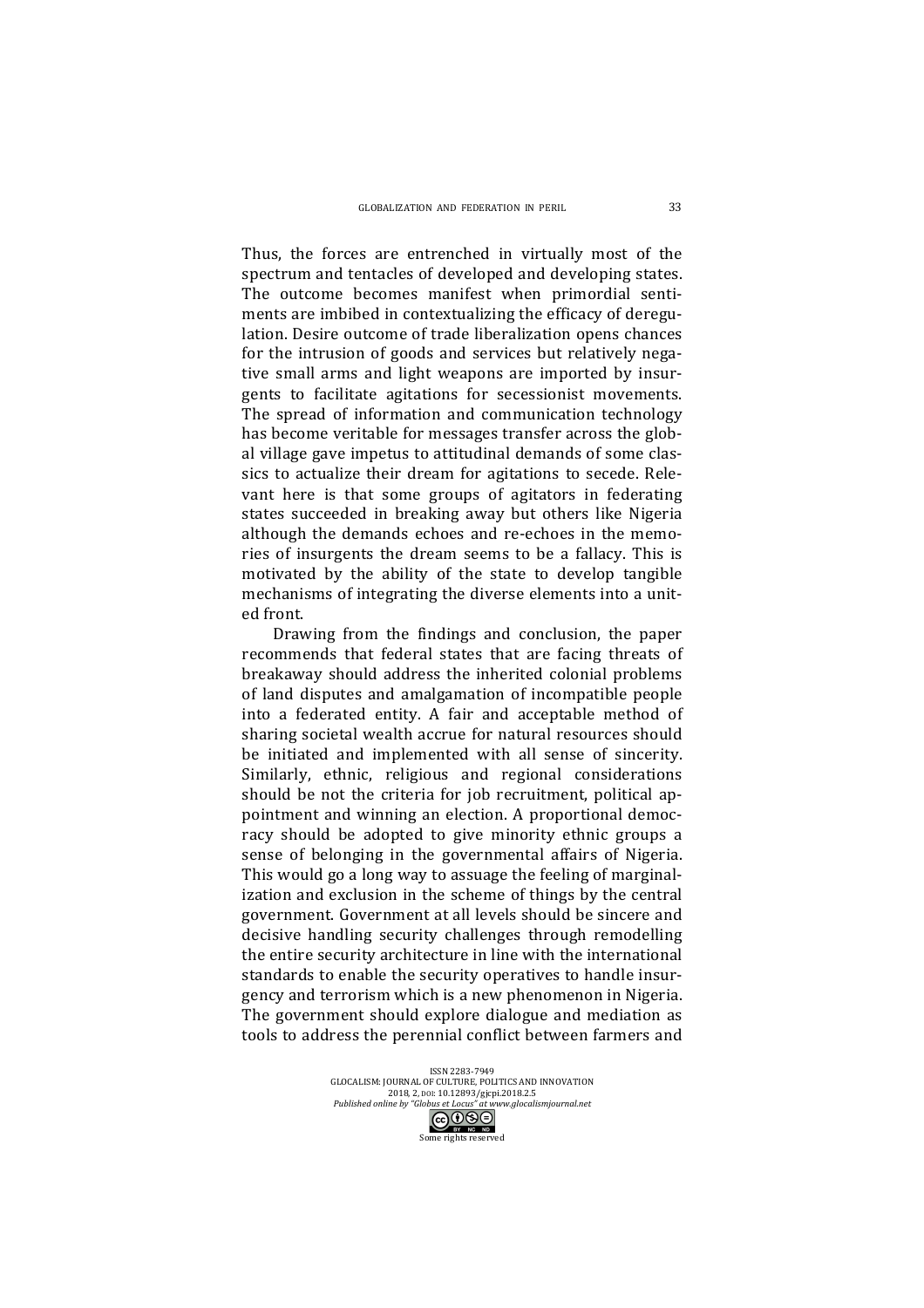Thus, the forces are entrenched in virtually most of the spectrum and tentacles of developed and developing states. The outcome becomes manifest when primordial sentiments are imbibed in contextualizing the efficacy of deregulation. Desire outcome of trade liberalization opens chances for the intrusion of goods and services but relatively negative small arms and light weapons are imported by insurgents to facilitate agitations for secessionist movements. The spread of information and communication technology has become veritable for messages transfer across the global village gave impetus to attitudinal demands of some classics to actualize their dream for agitations to secede. Relevant here is that some groups of agitators in federating states succeeded in breaking away but others like Nigeria although the demands echoes and re-echoes in the memories of insurgents the dream seems to be a fallacy. This is motivated by the ability of the state to develop tangible mechanisms of integrating the diverse elements into a united front.

Drawing from the findings and conclusion, the paper recommends that federal states that are facing threats of breakaway should address the inherited colonial problems of land disputes and amalgamation of incompatible people into a federated entity. A fair and acceptable method of sharing societal wealth accrue for natural resources should be initiated and implemented with all sense of sincerity. Similarly, ethnic, religious and regional considerations should be not the criteria for job recruitment, political appointment and winning an election. A proportional democracy should be adopted to give minority ethnic groups a sense of belonging in the governmental affairs of Nigeria. This would go a long way to assuage the feeling of marginalization and exclusion in the scheme of things by the central government. Government at all levels should be sincere and decisive handling security challenges through remodelling the entire security architecture in line with the international standards to enable the security operatives to handle insurgency and terrorism which is a new phenomenon in Nigeria. The government should explore dialogue and mediation as tools to address the perennial conflict between farmers and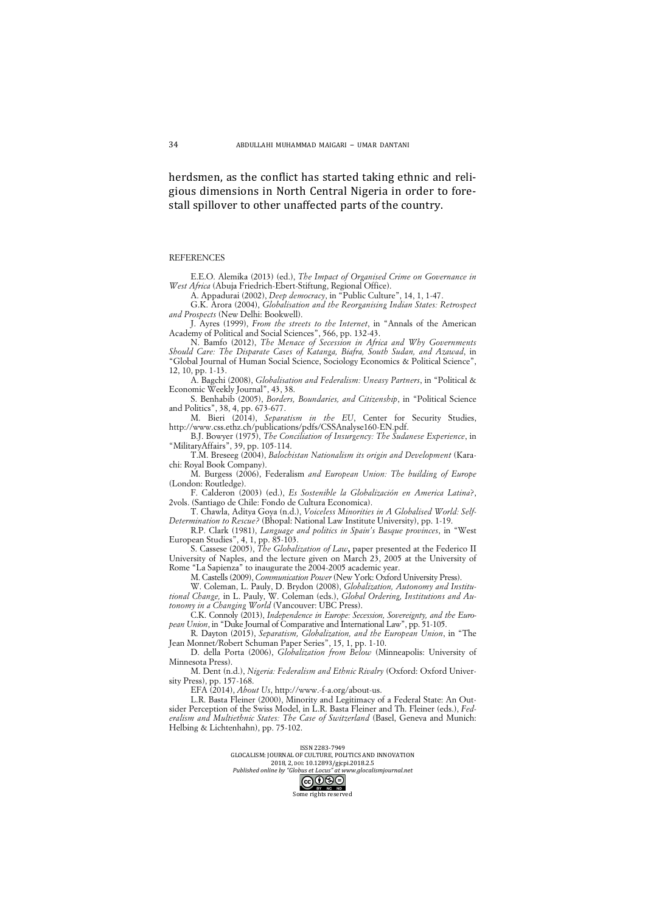herdsmen, as the conflict has started taking ethnic and religious dimensions in North Central Nigeria in order to forestall spillover to other unaffected parts of the country.

REFERENCES

E.E.O. Alemika (2013) (ed.), *The Impact of Organised Crime on Governance in West Africa* (Abuja Friedrich-Ebert-Stiftung, Regional Office).

A. Appadurai (2002), *Deep democracy*, in "Public Culture", 14, 1, 1-47.

G.K. Arora (2004), *Globalisation and the Reorganising Indian States: Retrospect and Prospects* (New Delhi: Bookwell).

J. Ayres (1999), *From the streets to the Internet*, in "Annals of the American Academy of Political and Social Sciences", 566, pp. 132-43.

N. Bamfo (2012), *The Menace of Secession in Africa and Why Governments Should Care: The Disparate Cases of Katanga, Biafra, South Sudan, and Azawad*, in "Global Journal of Human Social Science, Sociology Economics & Political Science", 12, 10, pp. 1-13.

A. Bagchi (2008), *Globalisation and Federalism: Uneasy Partners*, in "Political & Economic Weekly Journal", 43, 38.

S. Benhabib (2005), *Borders, Boundaries, and Citizenship*, in "Political Science and Politics", 38, 4, pp. 673-677.

M. Bieri (2014), *Separatism in the EU*, Center for Security Studies, http://www.css.ethz.ch/publications/pdfs/CSSAnalyse160-EN.pdf.

B.J. Bowyer (1975), *The Conciliation of Insurgency: The Sudanese Experience*, in "MilitaryAffairs", 39, pp. 105-114.

T.M. Breseeg (2004), *Balochistan Nationalism its origin and Development* (Karachi: Royal Book Company).

M. Burgess (2006), Federalism *and European Union: The building of Europe* (London: Routledge).

F. Calderon (2003) (ed.), *Es Sostenible la Globalización en America Latina?*, 2vols. (Santiago de Chile: Fondo de Cultura Economica).

T. Chawla, Aditya Goya (n.d.), *Voiceless Minorities in A Globalised World: Self-Determination to Rescue?* (Bhopal: National Law Institute University), pp. 1-19.

R.P. Clark (1981), *Language and politics in Spain's Basque provinces*, in "West European Studies", 4, 1, pp. 85-103.

S. Cassese (2005), *The Globalization of Law*, paper presented at the Federico II University of Naples, and the lecture given on March 23, 2005 at the University of Rome "La Sapienza" to inaugurate the 2004-2005 academic year.

M. Castells (2009), *Communication Power* (New York: Oxford University Press).

W. Coleman, L. Pauly, D. Brydon (2008), *Globalization, Autonomy and Institutional Change,* in L. Pauly, W. Coleman (eds.), *Global Ordering, Institutions and Autonomy in a Changing World* (Vancouver: UBC Press).

C.K. Connoly (2013), *Independence in Europe: Secession, Sovereignty, and the European Union*, in "Duke Journal of Comparative and International Law", pp. 51-105.

R. Dayton (2015), *Separatism, Globalization, and the European Union*, in "The Jean Monnet/Robert Schuman Paper Series", 15, 1, pp. 1-10.

D. della Porta (2006), *Globalization from Below* (Minneapolis: University of Minnesota Press).

M. Dent (n.d.), *Nigeria: Federalism and Ethnic Rivalry* (Oxford: Oxford University Press), pp. 157-168.

EFA (2014), *About Us*, http://www.-f-a.org/about-us.

L.R. Basta Fleiner (2000), Minority and Legitimacy of a Federal State: An Outsider Perception of the Swiss Model, in L.R. Basta Fleiner and Th. Fleiner (eds.), *Federalism and Multiethnic States: The Case of Switzerland* (Basel, Geneva and Munich: Helbing & Lichtenhahn), pp. 75-102.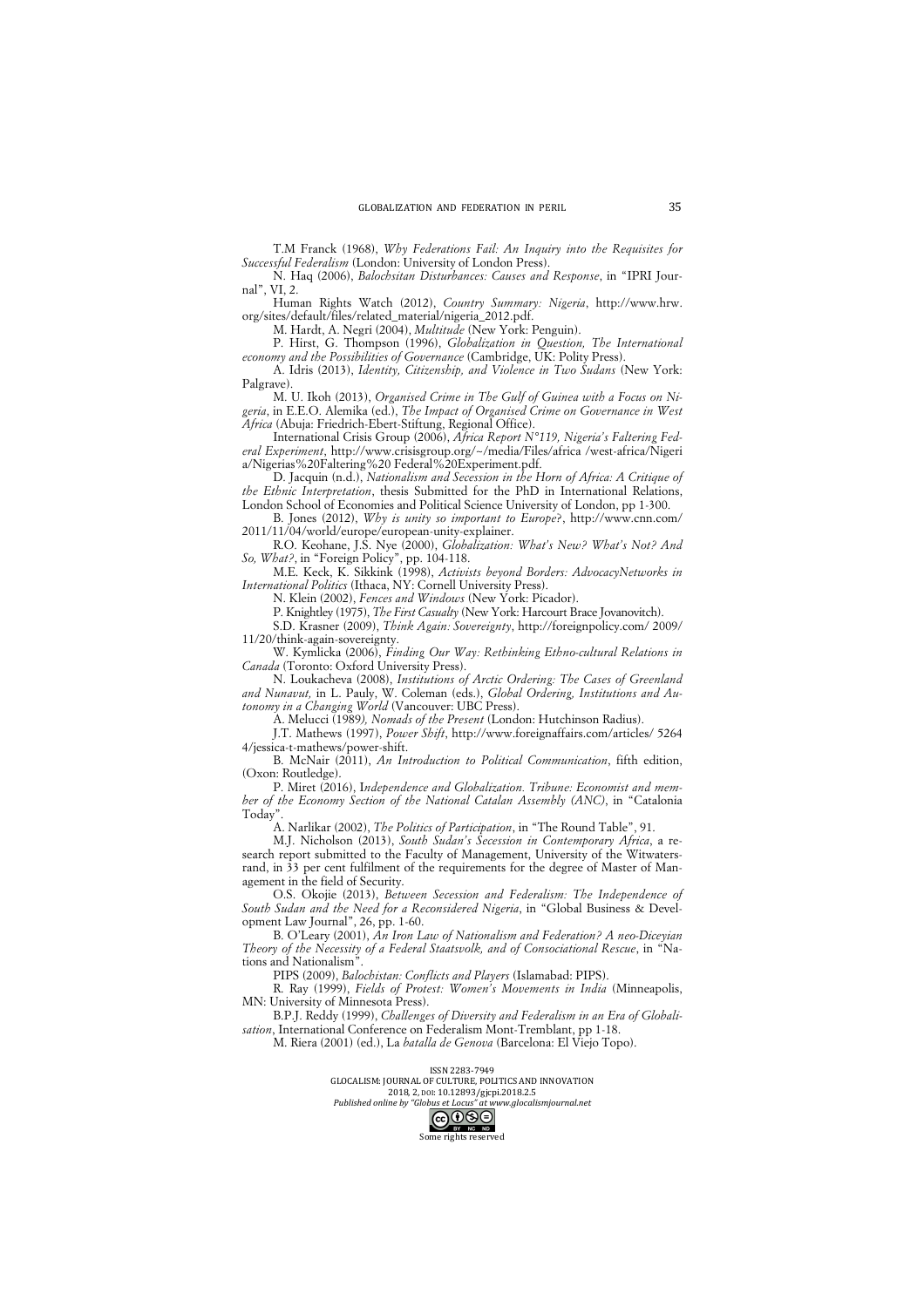T.M Franck (1968), *Why Federations Fail: An Inquiry into the Requisites for Successful Federalism* (London: University of London Press).

N. Haq (2006), *Balochsitan Disturbances: Causes and Response*, in "IPRI Journal", VI, 2.

Human Rights Watch (2012), *Country Summary: Nigeria*, http://www.hrw.org/sites/default/files/related_material/nigeria_2012.pdf.

M. Hardt, A. Negri (2004), *Multitude* (New York: Penguin).

P. Hirst, G. Thompson (1996), *Globalization in Question, The International economy and the Possibilities of Governance* (Cambridge, UK: Polity Press).

A. Idris (2013), *Identity, Citizenship, and Violence in Two Sudans* (New York: Palgrave).

M. U. Ikoh (2013), *Organised Crime in The Gulf of Guinea with a Focus on Nigeria*, in E.E.O. Alemika (ed.), *The Impact of Organised Crime on Governance in West Africa* (Abuja: Friedrich-Ebert-Stiftung, Regional Office).

International Crisis Group (2006), *Africa Report N°119, Nigeria's Faltering Federal Experiment*, http://www.crisisgroup.org/~/media/Files/africa /west-africa/Nigeri a/Nigerias%20Faltering%20 Federal%20Experiment.pdf.

D. Jacquin (n.d.), *Nationalism and Secession in the Horn of Africa: A Critique of the Ethnic Interpretation*, thesis Submitted for the PhD in International Relations, London School of Economies and Political Science University of London, pp 1-300.

B. Jones (2012), *Why is unity so important to Europe?*, http://www.cnn.com/2011/11/04/world/europe/european-unity-explainer.

R.O. Keohane, J.S. Nye (2000), *Globalization: What's New? What's Not? And So, What?*, in "Foreign Policy", pp. 104-118.

M.E. Keck, K. Sikkink (1998), *Activists beyond Borders: AdvocacyNetworks in International Politics* (Ithaca, NY: Cornell University Press).

N. Klein (2002), *Fences and Windows* (New York: Picador).

P. Knightley (1975), *The First Casualty* (New York: Harcourt Brace Jovanovitch).

S.D. Krasner (2009), *Think Again: Sovereignty*, http://foreignpolicy.com/ 2009/11/20/think-again-sovereignty.

W. Kymlicka (2006), *Finding Our Way: Rethinking Ethno-cultural Relations in Canada* (Toronto: Oxford University Press).

N. Loukacheva (2008), *Institutions of Arctic Ordering: The Cases of Greenland and Nunavut,* in L. Pauly, W. Coleman (eds.), *Global Ordering, Institutions and Autonomy in a Changing World* (Vancouver: UBC Press).

A. Melucci (1989*), Nomads of the Present* (London: Hutchinson Radius).

J.T. Mathews (1997), *Power Shift*, http://www.foreignaffairs.com/articles/ 5264 4/jessica-t-mathews/power-shift.

B. McNair (2011), *An Introduction to Political Communication*, fifth edition, (Oxon: Routledge).

P. Miret (2016), I*ndependence and Globalization. Tribune: Economist and member of the Economy Section of the National Catalan Assembly (ANC)*, in "Catalonia Today".

A. Narlikar (2002), *The Politics of Participation*, in "The Round Table", 91.

M.J. Nicholson (2013), *South Sudan's Secession in Contemporary Africa*, a research report submitted to the Faculty of Management, University of the Witwatersrand, in 33 per cent fulfilment of the requirements for the degree of Master of Management in the field of Security.

O.S. Okojie (2013), *Between Secession and Federalism: The Independence of South Sudan and the Need for a Reconsidered Nigeria*, in "Global Business & Development Law Journal", 26, pp. 1-60.

B. O'Leary (2001), *An Iron Law of Nationalism and Federation? A neo-Diceyian Theory of the Necessity of a Federal Staatsvolk, and of Consociational Rescue*, in "Nations and Nationalism".

PIPS (2009), *Balochistan: Conflicts and Players* (Islamabad: PIPS).

R. Ray (1999), *Fields of Protest: Women's Movements in India* (Minneapolis, MN: University of Minnesota Press).

B.P.J. Reddy (1999), *Challenges of Diversity and Federalism in an Era of Globalisation*, International Conference on Federalism Mont-Tremblant, pp 1-18.

M. Riera (2001) (ed.), La *batalla de Genova* (Barcelona: El Viejo Topo).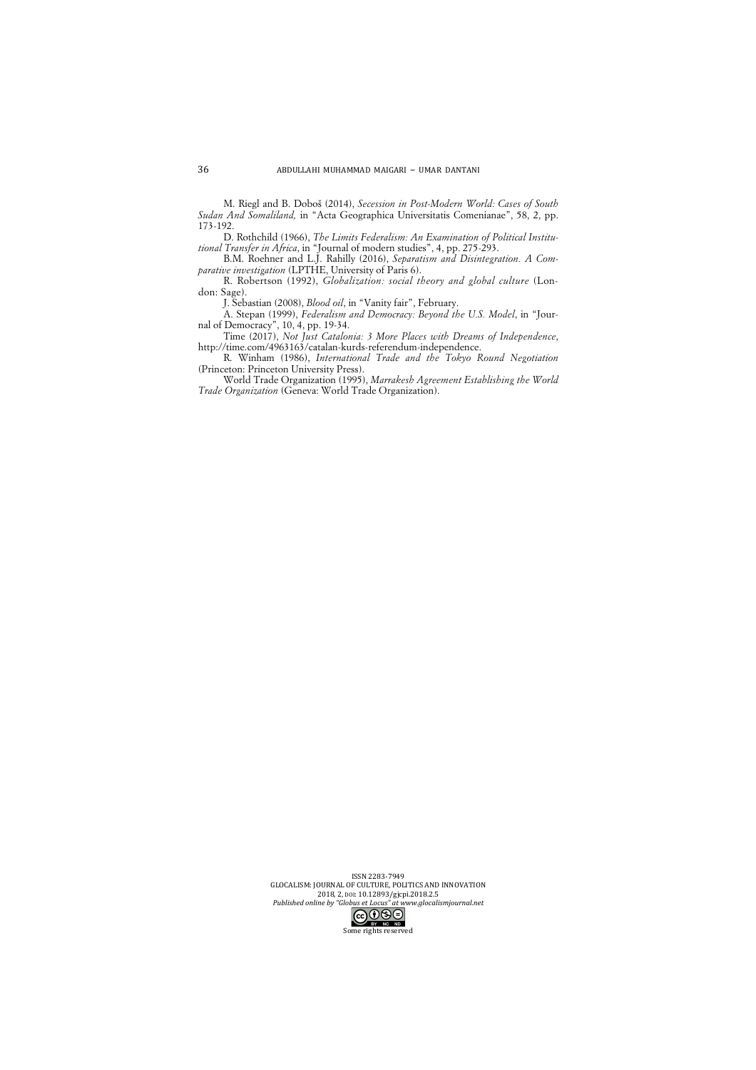M. Riegl and B. Doboš (2014), *Secession in Post-Modern World: Cases of South Sudan And Somaliland,* in "Acta Geographica Universitatis Comenianae", 58, 2, pp. 173-192.

D. Rothchild (1966), *The Limits Federalism: An Examination of Political Institutional Transfer in Africa*, in "Journal of modern studies", 4, pp. 275-293.

B.M. Roehner and L.J. Rahilly (2016), *Separatism and Disintegration. A Comparative investigation* (LPTHE, University of Paris 6).

R. Robertson (1992), *Globalization: social theory and global culture* (London: Sage).

J. Sebastian (2008), *Blood oil*, in "Vanity fair", February.

A. Stepan (1999), *Federalism and Democracy: Beyond the U.S. Model*, in "Journal of Democracy", 10, 4, pp. 19-34.

Time (2017), *Not Just Catalonia: 3 More Places with Dreams of Independence*, http://time.com/4963163/catalan-kurds-referendum-independence.

R. Winham (1986), *International Trade and the Tokyo Round Negotiation* (Princeton: Princeton University Press).

World Trade Organization (1995), *Marrakesh Agreement Establishing the World Trade Organization* (Geneva: World Trade Organization).